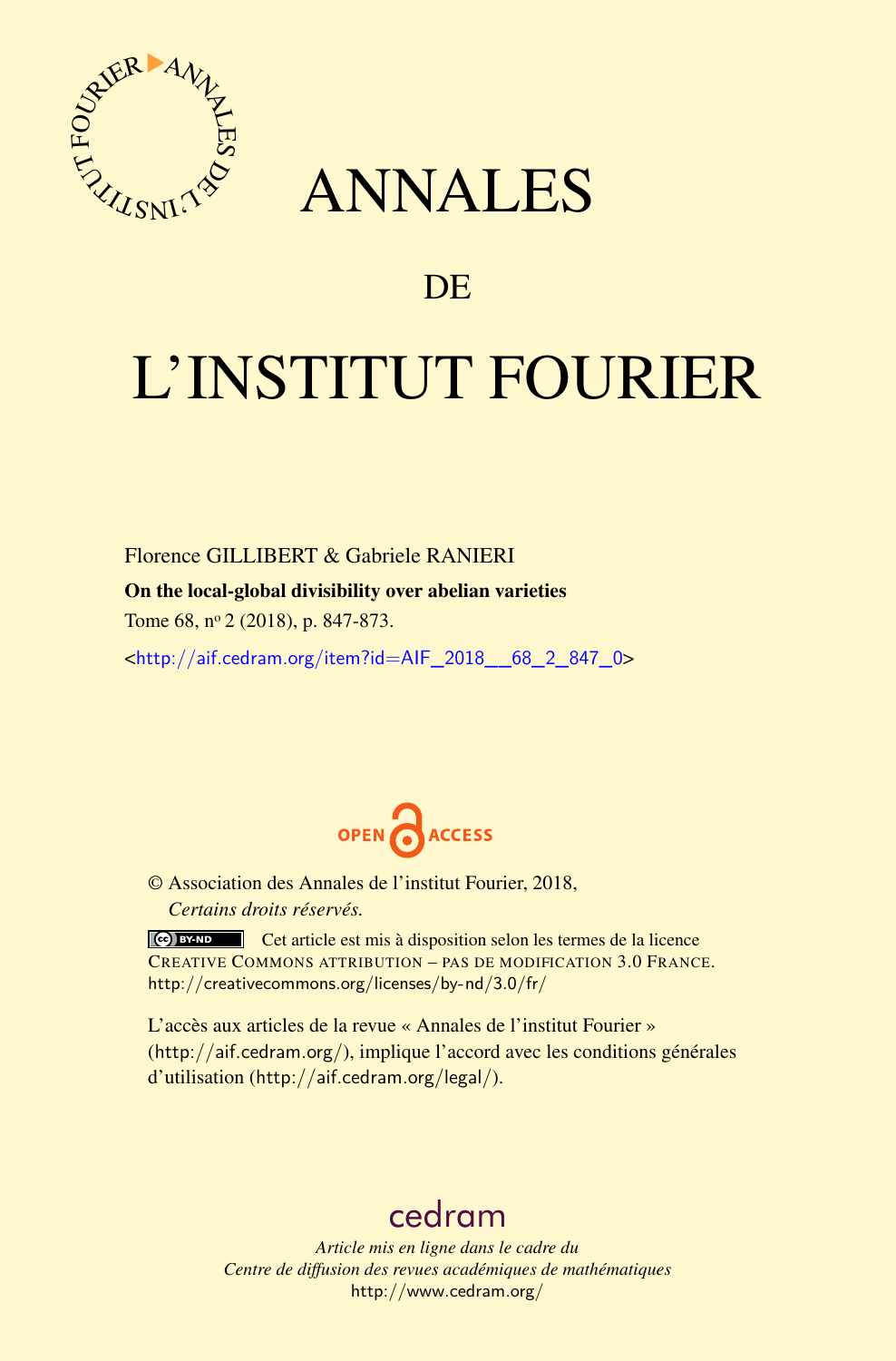# ANNALES

## DE

# L'INSTITUT FOURIER

Florence GILLIBERT & Gabriele RANIERI

**On the local-global divisibility over abelian varieties**

Tome 68, n$^o$ 2 (2018), p. 847-873.

<http://aif.cedram.org/item?id=AIF_2018__68_2_847_0>

OPEN ACCESS

© Association des Annales de l'institut Fourier, 2018,
*Certains droits réservés.*

Cet article est mis à disposition selon les termes de la licence
CREATIVE COMMONS ATTRIBUTION – PAS DE MODIFICATION 3.0 FRANCE.
http://creativecommons.org/licenses/by-nd/3.0/fr/

L'accès aux articles de la revue « Annales de l'institut Fourier »
(http://aif.cedram.org/), implique l'accord avec les conditions générales
d'utilisation (http://aif.cedram.org/legal/).

cedram

*Article mis en ligne dans le cadre du*
*Centre de diffusion des revues académiques de mathématiques*
http://www.cedram.org/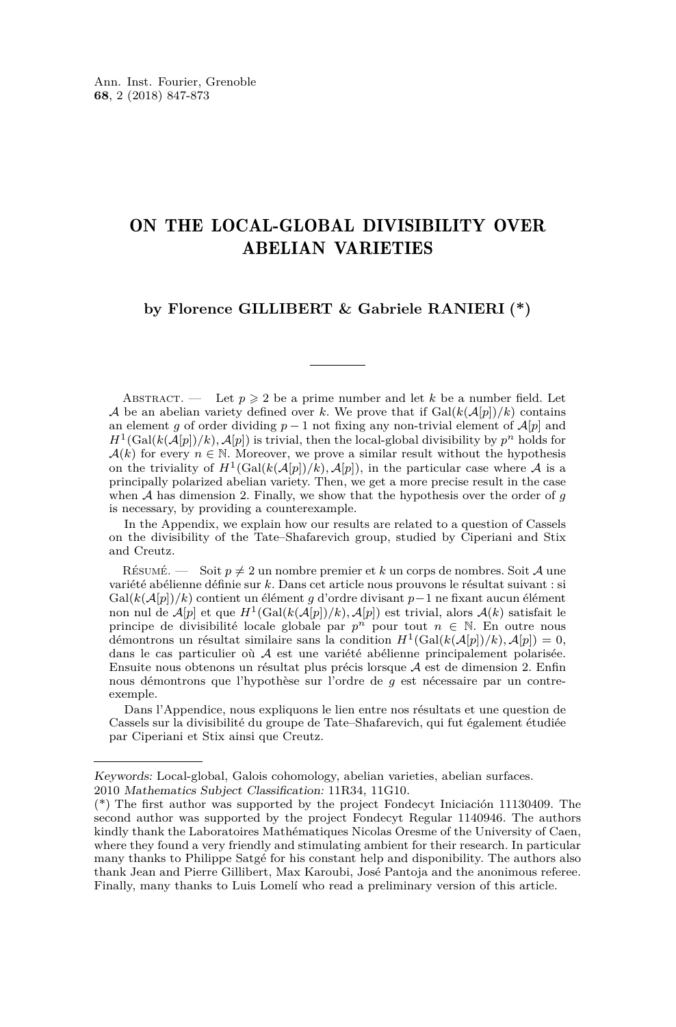# ON THE LOCAL-GLOBAL DIVISIBILITY OVER ABELIAN VARIETIES

**by Florence GILLIBERT & Gabriele RANIERI (*)**

Abstract. — Let $p \geqslant 2$ be a prime number and let $k$ be a number field. Let $\mathcal{A}$ be an abelian variety defined over $k$. We prove that if $\mathrm{Gal}(k(\mathcal{A}[p])/k)$ contains an element $g$ of order dividing $p-1$ not fixing any non-trivial element of $\mathcal{A}[p]$ and $H^1(\mathrm{Gal}(k(\mathcal{A}[p])/k), \mathcal{A}[p])$ is trivial, then the local-global divisibility by $p^n$ holds for $\mathcal{A}(k)$ for every $n \in \mathbb{N}$. Moreover, we prove a similar result without the hypothesis on the triviality of $H^1(\mathrm{Gal}(k(\mathcal{A}[p])/k), \mathcal{A}[p])$, in the particular case where $\mathcal{A}$ is a principally polarized abelian variety. Then, we get a more precise result in the case when $\mathcal{A}$ has dimension 2. Finally, we show that the hypothesis over the order of $g$ is necessary, by providing a counterexample.

In the Appendix, we explain how our results are related to a question of Cassels on the divisibility of the Tate–Shafarevich group, studied by Ciperiani and Stix and Creutz.

Résumé. — Soit $p \neq 2$ un nombre premier et $k$ un corps de nombres. Soit $\mathcal{A}$ une variété abélienne définie sur $k$. Dans cet article nous prouvons le résultat suivant : si $\mathrm{Gal}(k(\mathcal{A}[p])/k)$ contient un élément $g$ d'ordre divisant $p-1$ ne fixant aucun élément non nul de $\mathcal{A}[p]$ et que $H^1(\mathrm{Gal}(k(\mathcal{A}[p])/k), \mathcal{A}[p])$ est trivial, alors $\mathcal{A}(k)$ satisfait le principe de divisibilité locale globale par $p^n$ pour tout $n \in \mathbb{N}$. En outre nous démontrons un résultat similaire sans la condition $H^1(\mathrm{Gal}(k(\mathcal{A}[p])/k), \mathcal{A}[p]) = 0$, dans le cas particulier où $\mathcal{A}$ est une variété abélienne principalement polarisée. Ensuite nous obtenons un résultat plus précis lorsque $\mathcal{A}$ est de dimension 2. Enfin nous démontrons que l'hypothèse sur l'ordre de $g$ est nécessaire par un contre-exemple.

Dans l'Appendice, nous expliquons le lien entre nos résultats et une question de Cassels sur la divisibilité du groupe de Tate–Shafarevich, qui fut également étudiée par Ciperiani et Stix ainsi que Creutz.

---

*Keywords:* Local-global, Galois cohomology, abelian varieties, abelian surfaces.
2010 *Mathematics Subject Classification:* 11R34, 11G10.
(*) The first author was supported by the project Fondecyt Iniciación 11130409. The second author was supported by the project Fondecyt Regular 1140946. The authors kindly thank the Laboratoires Mathématiques Nicolas Oresme of the University of Caen, where they found a very friendly and stimulating ambient for their research. In particular many thanks to Philippe Satgé for his constant help and disponibility. The authors also thank Jean and Pierre Gillibert, Max Karoubi, José Pantoja and the anonimous referee. Finally, many thanks to Luis Lomelí who read a preliminary version of this article.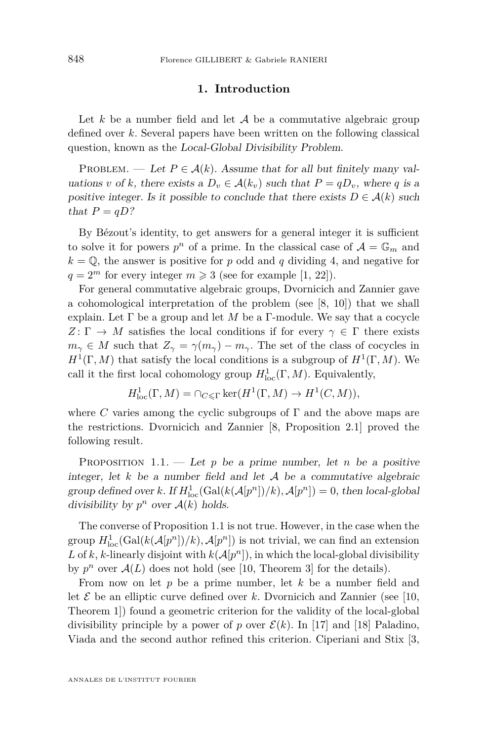## 1. Introduction

Let $k$ be a number field and let $\mathcal{A}$ be a commutative algebraic group defined over $k$. Several papers have been written on the following classical question, known as the *Local-Global Divisibility Problem*.

Problem. — *Let $P \in \mathcal{A}(k)$. Assume that for all but finitely many valuations $v$ of $k$, there exists a $D_v \in \mathcal{A}(k_v)$ such that $P = qD_v$, where $q$ is a positive integer. Is it possible to conclude that there exists $D \in \mathcal{A}(k)$ such that $P = qD$?*

By Bézout's identity, to get answers for a general integer it is sufficient to solve it for powers $p^n$ of a prime. In the classical case of $\mathcal{A} = \mathbb{G}_m$ and $k = \mathbb{Q}$, the answer is positive for $p$ odd and $q$ dividing 4, and negative for $q = 2^m$ for every integer $m \geqslant 3$ (see for example [1, 22]).

For general commutative algebraic groups, Dvornicich and Zannier gave a cohomological interpretation of the problem (see [8, 10]) that we shall explain. Let $\Gamma$ be a group and let $M$ be a $\Gamma$-module. We say that a cocycle $Z\colon \Gamma \to M$ satisfies the local conditions if for every $\gamma \in \Gamma$ there exists $m_\gamma \in M$ such that $Z_\gamma = \gamma(m_\gamma) - m_\gamma$. The set of the class of cocycles in $H^1(\Gamma, M)$ that satisfy the local conditions is a subgroup of $H^1(\Gamma, M)$. We call it the first local cohomology group $H^1_{\mathrm{loc}}(\Gamma, M)$. Equivalently,

$$H^1_{\mathrm{loc}}(\Gamma, M) = \cap_{C \leqslant \Gamma} \ker(H^1(\Gamma, M) \to H^1(C, M)),$$

where $C$ varies among the cyclic subgroups of $\Gamma$ and the above maps are the restrictions. Dvornicich and Zannier [8, Proposition 2.1] proved the following result.

Proposition 1.1. — *Let $p$ be a prime number, let $n$ be a positive integer, let $k$ be a number field and let $\mathcal{A}$ be a commutative algebraic group defined over $k$. If $H^1_{\mathrm{loc}}(\mathrm{Gal}(k(\mathcal{A}[p^n])/k), \mathcal{A}[p^n]) = 0$, then local-global divisibility by $p^n$ over $\mathcal{A}(k)$ holds.*

The converse of Proposition 1.1 is not true. However, in the case when the group $H^1_{\mathrm{loc}}(\mathrm{Gal}(k(\mathcal{A}[p^n])/k), \mathcal{A}[p^n])$ is not trivial, we can find an extension $L$ of $k$, $k$-linearly disjoint with $k(\mathcal{A}[p^n])$, in which the local-global divisibility by $p^n$ over $\mathcal{A}(L)$ does not hold (see [10, Theorem 3] for the details).

From now on let $p$ be a prime number, let $k$ be a number field and let $\mathcal{E}$ be an elliptic curve defined over $k$. Dvornicich and Zannier (see [10, Theorem 1]) found a geometric criterion for the validity of the local-global divisibility principle by a power of $p$ over $\mathcal{E}(k)$. In [17] and [18] Paladino, Viada and the second author refined this criterion. Ciperiani and Stix [3,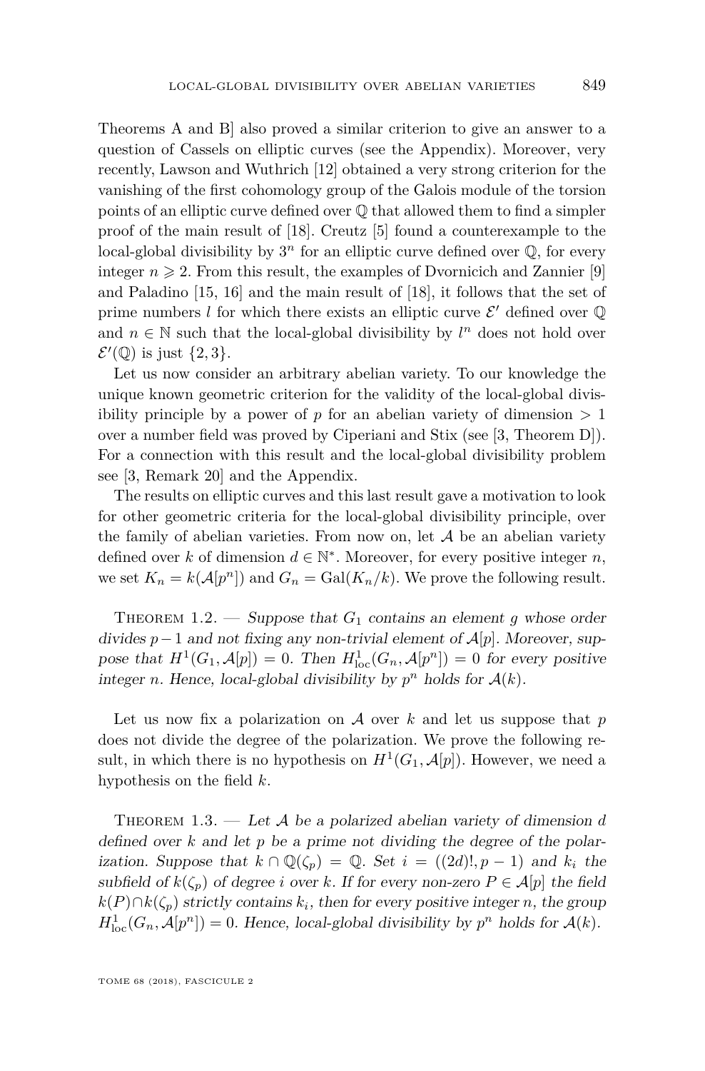Theorems A and B] also proved a similar criterion to give an answer to a question of Cassels on elliptic curves (see the Appendix). Moreover, very recently, Lawson and Wuthrich [12] obtained a very strong criterion for the vanishing of the first cohomology group of the Galois module of the torsion points of an elliptic curve defined over $\mathbb{Q}$ that allowed them to find a simpler proof of the main result of [18]. Creutz [5] found a counterexample to the local-global divisibility by $3^n$ for an elliptic curve defined over $\mathbb{Q}$, for every integer $n \geqslant 2$. From this result, the examples of Dvornicich and Zannier [9] and Paladino [15, 16] and the main result of [18], it follows that the set of prime numbers $l$ for which there exists an elliptic curve $\mathcal{E}'$ defined over $\mathbb{Q}$ and $n \in \mathbb{N}$ such that the local-global divisibility by $l^n$ does not hold over $\mathcal{E}'(\mathbb{Q})$ is just $\{2, 3\}$.

Let us now consider an arbitrary abelian variety. To our knowledge the unique known geometric criterion for the validity of the local-global divisibility principle by a power of $p$ for an abelian variety of dimension $> 1$ over a number field was proved by Ciperiani and Stix (see [3, Theorem D]). For a connection with this result and the local-global divisibility problem see [3, Remark 20] and the Appendix.

The results on elliptic curves and this last result gave a motivation to look for other geometric criteria for the local-global divisibility principle, over the family of abelian varieties. From now on, let $\mathcal{A}$ be an abelian variety defined over $k$ of dimension $d \in \mathbb{N}^*$. Moreover, for every positive integer $n$, we set $K_n = k(\mathcal{A}[p^n])$ and $G_n = \mathrm{Gal}(K_n/k)$. We prove the following result.

Theorem 1.2. — *Suppose that $G_1$ contains an element $g$ whose order divides $p-1$ and not fixing any non-trivial element of $\mathcal{A}[p]$. Moreover, suppose that $H^1(G_1, \mathcal{A}[p]) = 0$. Then $H^1_{\mathrm{loc}}(G_n, \mathcal{A}[p^n]) = 0$ for every positive integer $n$. Hence, local-global divisibility by $p^n$ holds for $\mathcal{A}(k)$.*

Let us now fix a polarization on $\mathcal{A}$ over $k$ and let us suppose that $p$ does not divide the degree of the polarization. We prove the following result, in which there is no hypothesis on $H^1(G_1, \mathcal{A}[p])$. However, we need a hypothesis on the field $k$.

Theorem 1.3. — *Let $\mathcal{A}$ be a polarized abelian variety of dimension $d$ defined over $k$ and let $p$ be a prime not dividing the degree of the polarization. Suppose that $k \cap \mathbb{Q}(\zeta_p) = \mathbb{Q}$. Set $i = ((2d)!, p-1)$ and $k_i$ the subfield of $k(\zeta_p)$ of degree $i$ over $k$. If for every non-zero $P \in \mathcal{A}[p]$ the field $k(P) \cap k(\zeta_p)$ strictly contains $k_i$, then for every positive integer $n$, the group $H^1_{\mathrm{loc}}(G_n, \mathcal{A}[p^n]) = 0$. Hence, local-global divisibility by $p^n$ holds for $\mathcal{A}(k)$.*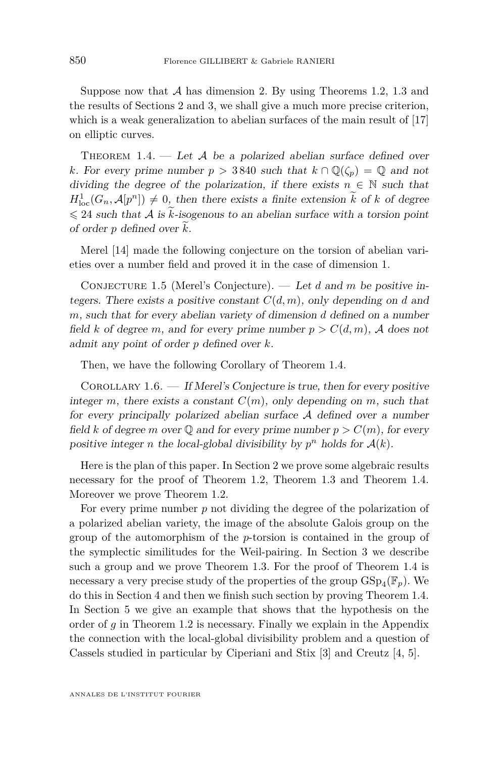Suppose now that $\mathcal{A}$ has dimension 2. By using Theorems 1.2, 1.3 and the results of Sections 2 and 3, we shall give a much more precise criterion, which is a weak generalization to abelian surfaces of the main result of [17] on elliptic curves.

Theorem 1.4. — *Let $\mathcal{A}$ be a polarized abelian surface defined over $k$. For every prime number $p > 3\,840$ such that $k \cap \mathbb{Q}(\zeta_p) = \mathbb{Q}$ and not dividing the degree of the polarization, if there exists $n \in \mathbb{N}$ such that $H^1_{\mathrm{loc}}(G_n, \mathcal{A}[p^n]) \neq 0$, then there exists a finite extension $\widetilde{k}$ of $k$ of degree $\leqslant 24$ such that $\mathcal{A}$ is $\widetilde{k}$-isogenous to an abelian surface with a torsion point of order $p$ defined over $\widetilde{k}$.*

Merel [14] made the following conjecture on the torsion of abelian varieties over a number field and proved it in the case of dimension 1.

Conjecture 1.5 (Merel's Conjecture). — *Let $d$ and $m$ be positive integers. There exists a positive constant $C(d, m)$, only depending on $d$ and $m$, such that for every abelian variety of dimension $d$ defined on a number field $k$ of degree $m$, and for every prime number $p > C(d, m)$, $\mathcal{A}$ does not admit any point of order $p$ defined over $k$.*

Then, we have the following Corollary of Theorem 1.4.

Corollary 1.6. — *If Merel's Conjecture is true, then for every positive integer $m$, there exists a constant $C(m)$, only depending on $m$, such that for every principally polarized abelian surface $\mathcal{A}$ defined over a number field $k$ of degree $m$ over $\mathbb{Q}$ and for every prime number $p > C(m)$, for every positive integer $n$ the local-global divisibility by $p^n$ holds for $\mathcal{A}(k)$.*

Here is the plan of this paper. In Section 2 we prove some algebraic results necessary for the proof of Theorem 1.2, Theorem 1.3 and Theorem 1.4. Moreover we prove Theorem 1.2.

For every prime number $p$ not dividing the degree of the polarization of a polarized abelian variety, the image of the absolute Galois group on the group of the automorphism of the $p$-torsion is contained in the group of the symplectic similitudes for the Weil-pairing. In Section 3 we describe such a group and we prove Theorem 1.3. For the proof of Theorem 1.4 is necessary a very precise study of the properties of the group $\mathrm{GSp}_4(\mathbb{F}_p)$. We do this in Section 4 and then we finish such section by proving Theorem 1.4. In Section 5 we give an example that shows that the hypothesis on the order of $g$ in Theorem 1.2 is necessary. Finally we explain in the Appendix the connection with the local-global divisibility problem and a question of Cassels studied in particular by Ciperiani and Stix [3] and Creutz [4, 5].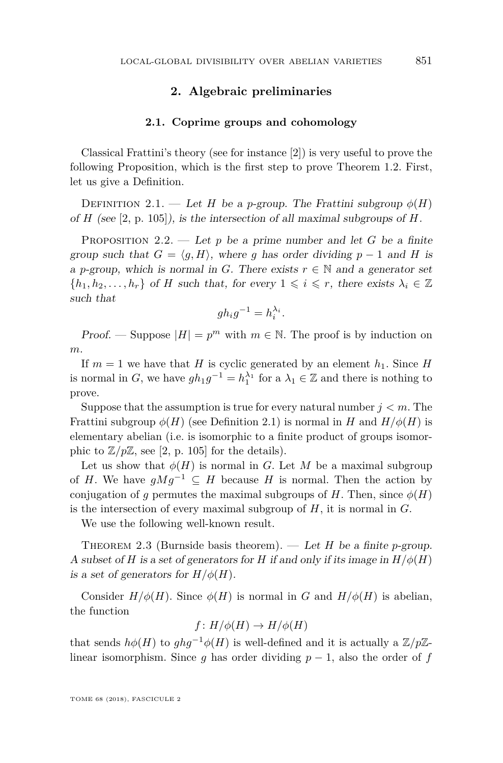## 2. Algebraic preliminaries

### 2.1. Coprime groups and cohomology

Classical Frattini's theory (see for instance [2]) is very useful to prove the following Proposition, which is the first step to prove Theorem 1.2. First, let us give a Definition.

Definition 2.1. — *Let $H$ be a $p$-group. The Frattini subgroup $\phi(H)$ of $H$ (see [2, p. 105]), is the intersection of all maximal subgroups of $H$.*

Proposition 2.2. — *Let $p$ be a prime number and let $G$ be a finite group such that $G = \langle g, H \rangle$, where $g$ has order dividing $p-1$ and $H$ is a $p$-group, which is normal in $G$. There exists $r \in \mathbb{N}$ and a generator set $\{h_1, h_2, \dots, h_r\}$ of $H$ such that, for every $1 \leqslant i \leqslant r$, there exists $\lambda_i \in \mathbb{Z}$ such that*

$$gh_ig^{-1} = h_i^{\lambda_i}.$$

*Proof.* — Suppose $|H| = p^m$ with $m \in \mathbb{N}$. The proof is by induction on $m$.

If $m = 1$ we have that $H$ is cyclic generated by an element $h_1$. Since $H$ is normal in $G$, we have $gh_1g^{-1} = h_1^{\lambda_1}$ for a $\lambda_1 \in \mathbb{Z}$ and there is nothing to prove.

Suppose that the assumption is true for every natural number $j < m$. The Frattini subgroup $\phi(H)$ (see Definition 2.1) is normal in $H$ and $H/\phi(H)$ is elementary abelian (i.e. is isomorphic to a finite product of groups isomorphic to $\mathbb{Z}/p\mathbb{Z}$, see [2, p. 105] for the details).

Let us show that $\phi(H)$ is normal in $G$. Let $M$ be a maximal subgroup of $H$. We have $gMg^{-1} \subseteq H$ because $H$ is normal. Then the action by conjugation of $g$ permutes the maximal subgroups of $H$. Then, since $\phi(H)$ is the intersection of every maximal subgroup of $H$, it is normal in $G$.

We use the following well-known result.

Theorem 2.3 (Burnside basis theorem). — *Let $H$ be a finite $p$-group. A subset of $H$ is a set of generators for $H$ if and only if its image in $H/\phi(H)$ is a set of generators for $H/\phi(H)$.*

Consider $H/\phi(H)$. Since $\phi(H)$ is normal in $G$ and $H/\phi(H)$ is abelian, the function

$$f\colon H/\phi(H) \to H/\phi(H)$$

that sends $h\phi(H)$ to $ghg^{-1}\phi(H)$ is well-defined and it is actually a $\mathbb{Z}/p\mathbb{Z}$-linear isomorphism. Since $g$ has order dividing $p-1$, also the order of $f$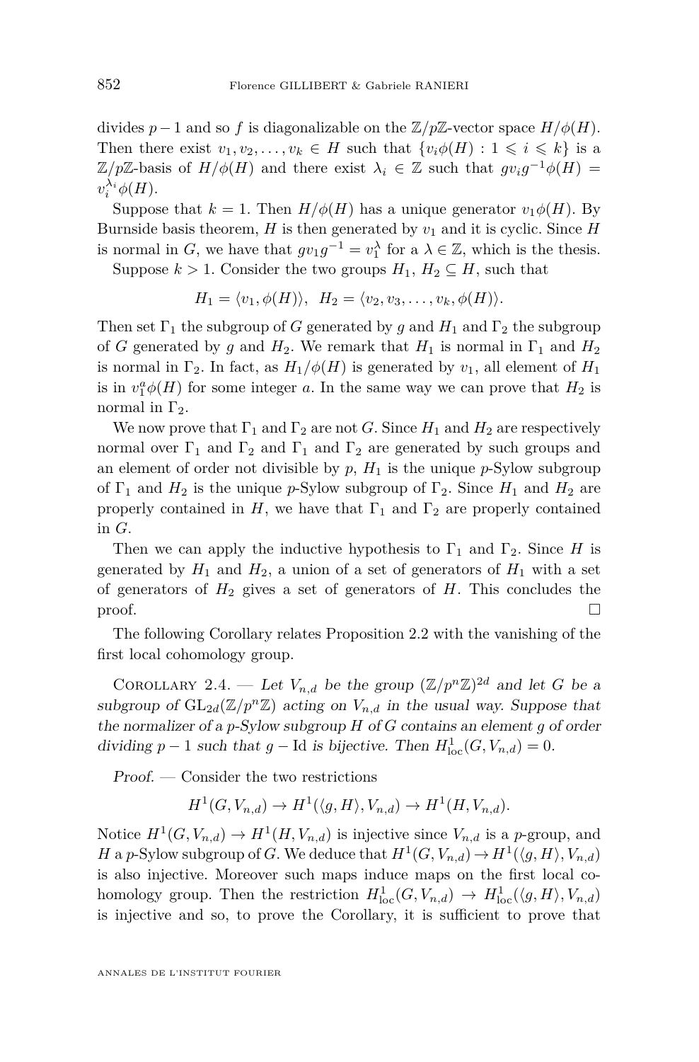divides $p-1$ and so $f$ is diagonalizable on the $\mathbb{Z}/p\mathbb{Z}$-vector space $H/\phi(H)$. Then there exist $v_1, v_2, \dots, v_k \in H$ such that $\{v_i\phi(H) : 1 \leqslant i \leqslant k\}$ is a $\mathbb{Z}/p\mathbb{Z}$-basis of $H/\phi(H)$ and there exist $\lambda_i \in \mathbb{Z}$ such that $gv_ig^{-1}\phi(H) = v_i^{\lambda_i}\phi(H)$.

Suppose that $k = 1$. Then $H/\phi(H)$ has a unique generator $v_1\phi(H)$. By Burnside basis theorem, $H$ is then generated by $v_1$ and it is cyclic. Since $H$ is normal in $G$, we have that $gv_1g^{-1} = v_1^{\lambda}$ for a $\lambda \in \mathbb{Z}$, which is the thesis.

Suppose $k > 1$. Consider the two groups $H_1$, $H_2 \subseteq H$, such that

$$H_1 = \langle v_1, \phi(H)\rangle, \;\; H_2 = \langle v_2, v_3, \dots, v_k, \phi(H)\rangle.$$

Then set $\Gamma_1$ the subgroup of $G$ generated by $g$ and $H_1$ and $\Gamma_2$ the subgroup of $G$ generated by $g$ and $H_2$. We remark that $H_1$ is normal in $\Gamma_1$ and $H_2$ is normal in $\Gamma_2$. In fact, as $H_1/\phi(H)$ is generated by $v_1$, all element of $H_1$ is in $v_1^a\phi(H)$ for some integer $a$. In the same way we can prove that $H_2$ is normal in $\Gamma_2$.

We now prove that $\Gamma_1$ and $\Gamma_2$ are not $G$. Since $H_1$ and $H_2$ are respectively normal over $\Gamma_1$ and $\Gamma_2$ and $\Gamma_1$ and $\Gamma_2$ are generated by such groups and an element of order not divisible by $p$, $H_1$ is the unique $p$-Sylow subgroup of $\Gamma_1$ and $H_2$ is the unique $p$-Sylow subgroup of $\Gamma_2$. Since $H_1$ and $H_2$ are properly contained in $H$, we have that $\Gamma_1$ and $\Gamma_2$ are properly contained in $G$.

Then we can apply the inductive hypothesis to $\Gamma_1$ and $\Gamma_2$. Since $H$ is generated by $H_1$ and $H_2$, a union of a set of generators of $H_1$ with a set of generators of $H_2$ gives a set of generators of $H$. This concludes the proof. □

The following Corollary relates Proposition 2.2 with the vanishing of the first local cohomology group.

Corollary 2.4. — *Let $V_{n,d}$ be the group $(\mathbb{Z}/p^n\mathbb{Z})^{2d}$ and let $G$ be a subgroup of $\mathrm{GL}_{2d}(\mathbb{Z}/p^n\mathbb{Z})$ acting on $V_{n,d}$ in the usual way. Suppose that the normalizer of a $p$-Sylow subgroup $H$ of $G$ contains an element $g$ of order dividing $p-1$ such that $g - \mathrm{Id}$ is bijective. Then $H^1_{\mathrm{loc}}(G, V_{n,d}) = 0$.*

*Proof.* — Consider the two restrictions

$$H^1(G, V_{n,d}) \to H^1(\langle g, H\rangle, V_{n,d}) \to H^1(H, V_{n,d}).$$

Notice $H^1(G, V_{n,d}) \to H^1(H, V_{n,d})$ is injective since $V_{n,d}$ is a $p$-group, and $H$ a $p$-Sylow subgroup of $G$. We deduce that $H^1(G, V_{n,d}) \to H^1(\langle g, H\rangle, V_{n,d})$ is also injective. Moreover such maps induce maps on the first local cohomology group. Then the restriction $H^1_{\mathrm{loc}}(G, V_{n,d}) \to H^1_{\mathrm{loc}}(\langle g, H\rangle, V_{n,d})$ is injective and so, to prove the Corollary, it is sufficient to prove that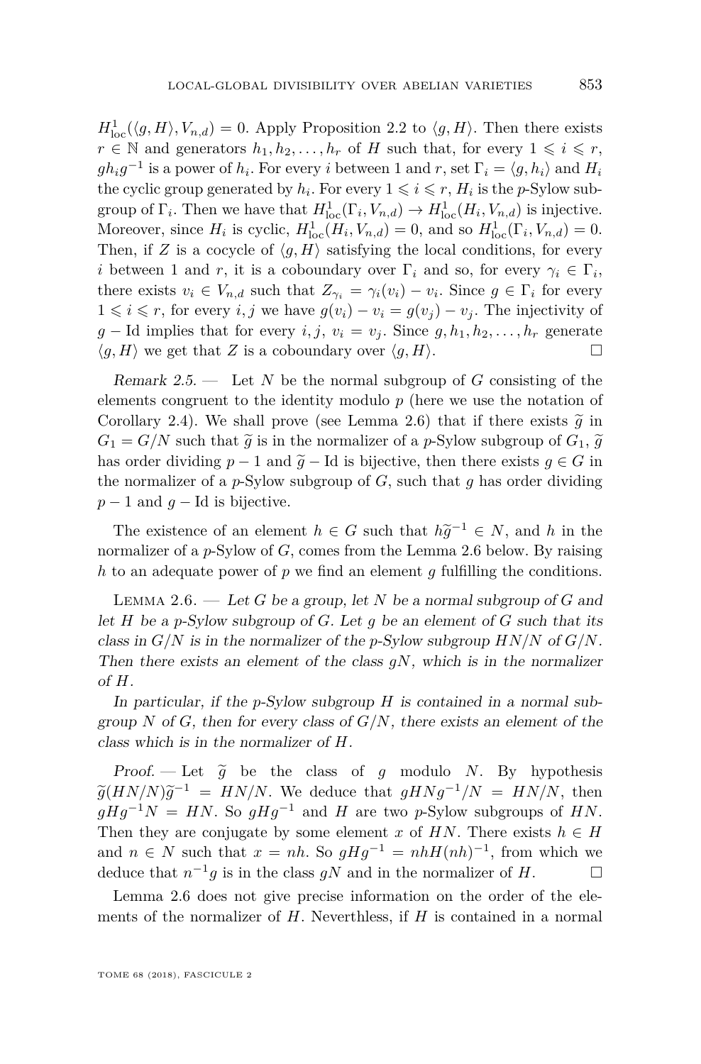$H^1_{\mathrm{loc}}(\langle g, H\rangle, V_{n,d}) = 0$. Apply Proposition 2.2 to $\langle g, H\rangle$. Then there exists $r \in \mathbb{N}$ and generators $h_1, h_2, \ldots, h_r$ of $H$ such that, for every $1 \leqslant i \leqslant r$, $gh_ig^{-1}$ is a power of $h_i$. For every $i$ between 1 and $r$, set $\Gamma_i = \langle g, h_i\rangle$ and $H_i$ the cyclic group generated by $h_i$. For every $1 \leqslant i \leqslant r$, $H_i$ is the $p$-Sylow subgroup of $\Gamma_i$. Then we have that $H^1_{\mathrm{loc}}(\Gamma_i, V_{n,d}) \to H^1_{\mathrm{loc}}(H_i, V_{n,d})$ is injective. Moreover, since $H_i$ is cyclic, $H^1_{\mathrm{loc}}(H_i, V_{n,d}) = 0$, and so $H^1_{\mathrm{loc}}(\Gamma_i, V_{n,d}) = 0$. Then, if $Z$ is a cocycle of $\langle g, H\rangle$ satisfying the local conditions, for every $i$ between 1 and $r$, it is a coboundary over $\Gamma_i$ and so, for every $\gamma_i \in \Gamma_i$, there exists $v_i \in V_{n,d}$ such that $Z_{\gamma_i} = \gamma_i(v_i) - v_i$. Since $g \in \Gamma_i$ for every $1 \leqslant i \leqslant r$, for every $i, j$ we have $g(v_i) - v_i = g(v_j) - v_j$. The injectivity of $g - \mathrm{Id}$ implies that for every $i, j$, $v_i = v_j$. Since $g, h_1, h_2, \ldots, h_r$ generate $\langle g, H\rangle$ we get that $Z$ is a coboundary over $\langle g, H\rangle$. $\square$

*Remark 2.5.* — Let $N$ be the normal subgroup of $G$ consisting of the elements congruent to the identity modulo $p$ (here we use the notation of Corollary 2.4). We shall prove (see Lemma 2.6) that if there exists $\widetilde{g}$ in $G_1 = G/N$ such that $\widetilde{g}$ is in the normalizer of a $p$-Sylow subgroup of $G_1$, $\widetilde{g}$ has order dividing $p-1$ and $\widetilde{g} - \mathrm{Id}$ is bijective, then there exists $g \in G$ in the normalizer of a $p$-Sylow subgroup of $G$, such that $g$ has order dividing $p-1$ and $g - \mathrm{Id}$ is bijective.

The existence of an element $h \in G$ such that $h\widetilde{g}^{-1} \in N$, and $h$ in the normalizer of a $p$-Sylow of $G$, comes from the Lemma 2.6 below. By raising $h$ to an adequate power of $p$ we find an element $g$ fulfilling the conditions.

Lemma 2.6. — *Let $G$ be a group, let $N$ be a normal subgroup of $G$ and let $H$ be a $p$-Sylow subgroup of $G$. Let $g$ be an element of $G$ such that its class in $G/N$ is in the normalizer of the $p$-Sylow subgroup $HN/N$ of $G/N$. Then there exists an element of the class $gN$, which is in the normalizer of $H$.*

*In particular, if the $p$-Sylow subgroup $H$ is contained in a normal subgroup $N$ of $G$, then for every class of $G/N$, there exists an element of the class which is in the normalizer of $H$.*

*Proof.* — Let $\widetilde{g}$ be the class of $g$ modulo $N$. By hypothesis $\widetilde{g}(HN/N)\widetilde{g}^{-1} = HN/N$. We deduce that $gHNg^{-1}/N = HN/N$, then $gHg^{-1}N = HN$. So $gHg^{-1}$ and $H$ are two $p$-Sylow subgroups of $HN$. Then they are conjugate by some element $x$ of $HN$. There exists $h \in H$ and $n \in N$ such that $x = nh$. So $gHg^{-1} = nhH(nh)^{-1}$, from which we deduce that $n^{-1}g$ is in the class $gN$ and in the normalizer of $H$. $\square$

Lemma 2.6 does not give precise information on the order of the elements of the normalizer of $H$. Neverthless, if $H$ is contained in a normal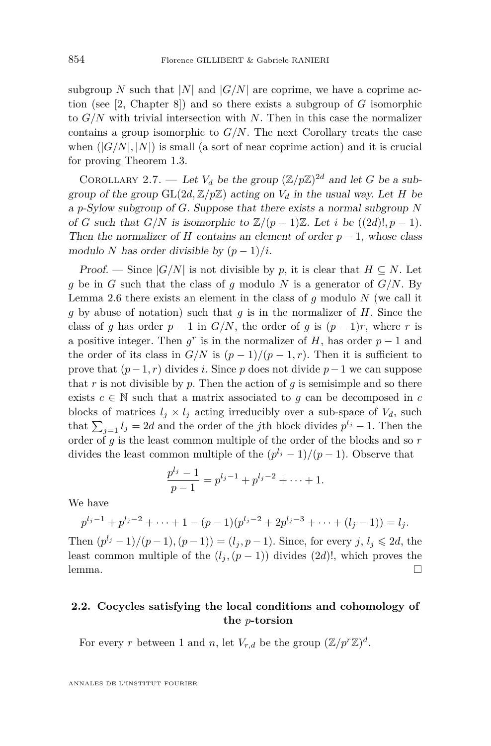subgroup $N$ such that $|N|$ and $|G/N|$ are coprime, we have a coprime action (see [2, Chapter 8]) and so there exists a subgroup of $G$ isomorphic to $G/N$ with trivial intersection with $N$. Then in this case the normalizer contains a group isomorphic to $G/N$. The next Corollary treats the case when $(|G/N|, |N|)$ is small (a sort of near coprime action) and it is crucial for proving Theorem 1.3.

Corollary 2.7. — *Let $V_d$ be the group $(\mathbb{Z}/p\mathbb{Z})^{2d}$ and let $G$ be a subgroup of the group $\mathrm{GL}(2d, \mathbb{Z}/p\mathbb{Z})$ acting on $V_d$ in the usual way. Let $H$ be a $p$-Sylow subgroup of $G$. Suppose that there exists a normal subgroup $N$ of $G$ such that $G/N$ is isomorphic to $\mathbb{Z}/(p-1)\mathbb{Z}$. Let $i$ be $((2d)!, p-1)$. Then the normalizer of $H$ contains an element of order $p-1$, whose class modulo $N$ has order divisible by $(p-1)/i$.*

*Proof.* — Since $|G/N|$ is not divisible by $p$, it is clear that $H \subseteq N$. Let $g$ be in $G$ such that the class of $g$ modulo $N$ is a generator of $G/N$. By Lemma 2.6 there exists an element in the class of $g$ modulo $N$ (we call it $g$ by abuse of notation) such that $g$ is in the normalizer of $H$. Since the class of $g$ has order $p-1$ in $G/N$, the order of $g$ is $(p-1)r$, where $r$ is a positive integer. Then $g^r$ is in the normalizer of $H$, has order $p-1$ and the order of its class in $G/N$ is $(p-1)/(p-1, r)$. Then it is sufficient to prove that $(p-1, r)$ divides $i$. Since $p$ does not divide $p-1$ we can suppose that $r$ is not divisible by $p$. Then the action of $g$ is semisimple and so there exists $c \in \mathbb{N}$ such that a matrix associated to $g$ can be decomposed in $c$ blocks of matrices $l_j \times l_j$ acting irreducibly over a sub-space of $V_d$, such that $\sum_{j=1} l_j = 2d$ and the order of the $j$th block divides $p^{l_j} - 1$. Then the order of $g$ is the least common multiple of the order of the blocks and so $r$ divides the least common multiple of the $(p^{l_j} - 1)/(p-1)$. Observe that

$$\frac{p^{l_j} - 1}{p - 1} = p^{l_j - 1} + p^{l_j - 2} + \cdots + 1.$$

We have

$$p^{l_j - 1} + p^{l_j - 2} + \cdots + 1 - (p-1)(p^{l_j - 2} + 2p^{l_j - 3} + \cdots + (l_j - 1)) = l_j.$$

Then $(p^{l_j} - 1)/(p-1), (p-1)) = (l_j, p-1)$. Since, for every $j$, $l_j \leqslant 2d$, the least common multiple of the $(l_j, (p-1))$ divides $(2d)!$, which proves the lemma. $\square$

### 2.2. Cocycles satisfying the local conditions and cohomology of the $p$-torsion

For every $r$ between 1 and $n$, let $V_{r,d}$ be the group $(\mathbb{Z}/p^r\mathbb{Z})^d$.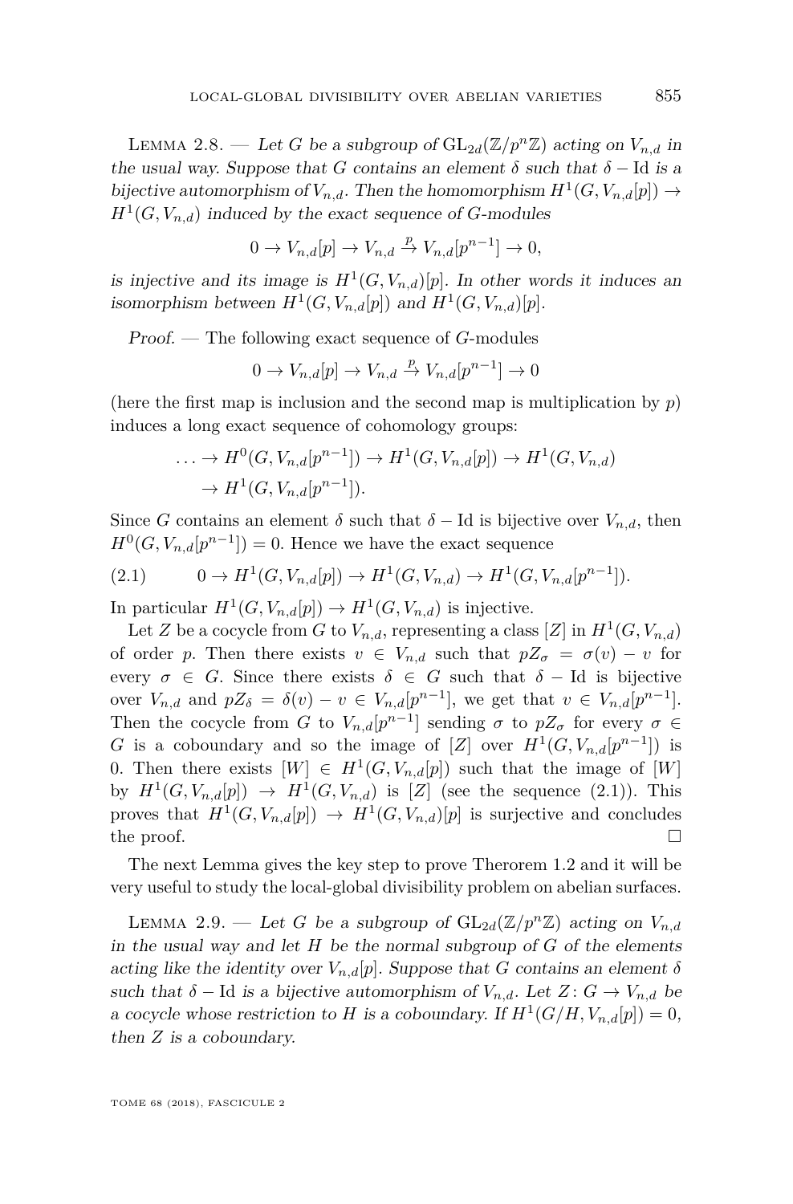Lemma 2.8. — *Let $G$ be a subgroup of $\mathrm{GL}_{2d}(\mathbb{Z}/p^n\mathbb{Z})$ acting on $V_{n,d}$ in the usual way. Suppose that $G$ contains an element $\delta$ such that $\delta - \mathrm{Id}$ is a bijective automorphism of $V_{n,d}$. Then the homomorphism $H^1(G, V_{n,d}[p]) \to H^1(G, V_{n,d})$ induced by the exact sequence of $G$-modules*

$$0 \to V_{n,d}[p] \to V_{n,d} \xrightarrow{p} V_{n,d}[p^{n-1}] \to 0,$$

*is injective and its image is $H^1(G, V_{n,d})[p]$. In other words it induces an isomorphism between $H^1(G, V_{n,d}[p])$ and $H^1(G, V_{n,d})[p]$.*

*Proof.* — The following exact sequence of $G$-modules

$$0 \to V_{n,d}[p] \to V_{n,d} \xrightarrow{p} V_{n,d}[p^{n-1}] \to 0$$

(here the first map is inclusion and the second map is multiplication by $p$) induces a long exact sequence of cohomology groups:

$$\begin{aligned} \ldots \to H^0(G, V_{n,d}[p^{n-1}]) &\to H^1(G, V_{n,d}[p]) \to H^1(G, V_{n,d}) \\ &\to H^1(G, V_{n,d}[p^{n-1}]). \end{aligned}$$

Since $G$ contains an element $\delta$ such that $\delta - \mathrm{Id}$ is bijective over $V_{n,d}$, then $H^0(G, V_{n,d}[p^{n-1}]) = 0$. Hence we have the exact sequence

$$0 \to H^1(G, V_{n,d}[p]) \to H^1(G, V_{n,d}) \to H^1(G, V_{n,d}[p^{n-1}]). \tag{2.1}$$

In particular $H^1(G, V_{n,d}[p]) \to H^1(G, V_{n,d})$ is injective.

Let $Z$ be a cocycle from $G$ to $V_{n,d}$, representing a class $[Z]$ in $H^1(G, V_{n,d})$ of order $p$. Then there exists $v \in V_{n,d}$ such that $pZ_\sigma = \sigma(v) - v$ for every $\sigma \in G$. Since there exists $\delta \in G$ such that $\delta - \mathrm{Id}$ is bijective over $V_{n,d}$ and $pZ_\delta = \delta(v) - v \in V_{n,d}[p^{n-1}]$, we get that $v \in V_{n,d}[p^{n-1}]$. Then the cocycle from $G$ to $V_{n,d}[p^{n-1}]$ sending $\sigma$ to $pZ_\sigma$ for every $\sigma \in G$ is a coboundary and so the image of $[Z]$ over $H^1(G, V_{n,d}[p^{n-1}])$ is 0. Then there exists $[W] \in H^1(G, V_{n,d}[p])$ such that the image of $[W]$ by $H^1(G, V_{n,d}[p]) \to H^1(G, V_{n,d})$ is $[Z]$ (see the sequence (2.1)). This proves that $H^1(G, V_{n,d}[p]) \to H^1(G, V_{n,d})[p]$ is surjective and concludes the proof. $\square$

The next Lemma gives the key step to prove Therorem 1.2 and it will be very useful to study the local-global divisibility problem on abelian surfaces.

Lemma 2.9. — *Let $G$ be a subgroup of $\mathrm{GL}_{2d}(\mathbb{Z}/p^n\mathbb{Z})$ acting on $V_{n,d}$ in the usual way and let $H$ be the normal subgroup of $G$ of the elements acting like the identity over $V_{n,d}[p]$. Suppose that $G$ contains an element $\delta$ such that $\delta - \mathrm{Id}$ is a bijective automorphism of $V_{n,d}$. Let $Z\colon G \to V_{n,d}$ be a cocycle whose restriction to $H$ is a coboundary. If $H^1(G/H, V_{n,d}[p]) = 0$, then $Z$ is a coboundary.*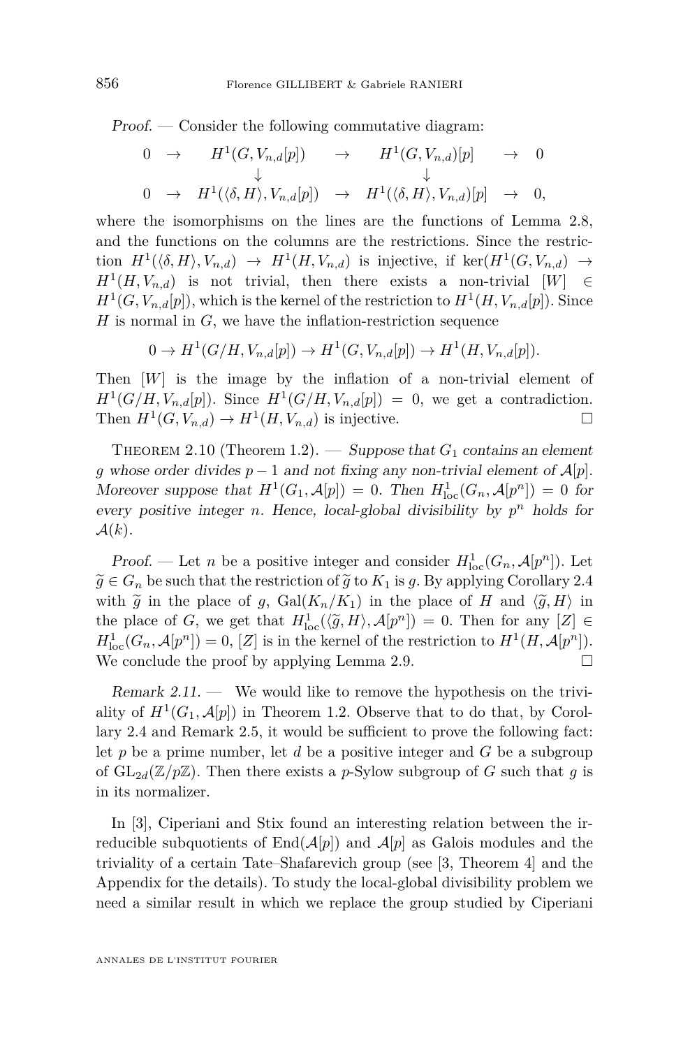*Proof.* — Consider the following commutative diagram:

$$\begin{array}{ccccccc} 0 & \to & H^1(G, V_{n,d}[p]) & \to & H^1(G, V_{n,d})[p] & \to & 0 \\ & & \downarrow & & \downarrow & & \\ 0 & \to & H^1(\langle \delta, H\rangle, V_{n,d}[p]) & \to & H^1(\langle \delta, H\rangle, V_{n,d})[p] & \to & 0, \end{array}$$

where the isomorphisms on the lines are the functions of Lemma 2.8, and the functions on the columns are the restrictions. Since the restriction $H^1(\langle \delta, H\rangle, V_{n,d}) \to H^1(H, V_{n,d})$ is injective, if $\ker(H^1(G, V_{n,d}) \to H^1(H, V_{n,d})$ is not trivial, then there exists a non-trivial $[W] \in H^1(G, V_{n,d}[p])$, which is the kernel of the restriction to $H^1(H, V_{n,d}[p])$. Since $H$ is normal in $G$, we have the inflation-restriction sequence

$$0 \to H^1(G/H, V_{n,d}[p]) \to H^1(G, V_{n,d}[p]) \to H^1(H, V_{n,d}[p]).$$

Then $[W]$ is the image by the inflation of a non-trivial element of $H^1(G/H, V_{n,d}[p])$. Since $H^1(G/H, V_{n,d}[p]) = 0$, we get a contradiction. Then $H^1(G, V_{n,d}) \to H^1(H, V_{n,d})$ is injective. □

Theorem 2.10 (Theorem 1.2). — *Suppose that $G_1$ contains an element $g$ whose order divides $p-1$ and not fixing any non-trivial element of $\mathcal{A}[p]$. Moreover suppose that $H^1(G_1, \mathcal{A}[p]) = 0$. Then $H^1_{\mathrm{loc}}(G_n, \mathcal{A}[p^n]) = 0$ for every positive integer $n$. Hence, local-global divisibility by $p^n$ holds for $\mathcal{A}(k)$.*

*Proof.* — Let $n$ be a positive integer and consider $H^1_{\mathrm{loc}}(G_n, \mathcal{A}[p^n])$. Let $\widetilde{g} \in G_n$ be such that the restriction of $\widetilde{g}$ to $K_1$ is $g$. By applying Corollary 2.4 with $\widetilde{g}$ in the place of $g$, $\mathrm{Gal}(K_n/K_1)$ in the place of $H$ and $\langle \widetilde{g}, H\rangle$ in the place of $G$, we get that $H^1_{\mathrm{loc}}(\langle \widetilde{g}, H\rangle, \mathcal{A}[p^n]) = 0$. Then for any $[Z] \in H^1_{\mathrm{loc}}(G_n, \mathcal{A}[p^n]) = 0$, $[Z]$ is in the kernel of the restriction to $H^1(H, \mathcal{A}[p^n])$. We conclude the proof by applying Lemma 2.9. □

*Remark 2.11.* — We would like to remove the hypothesis on the triviality of $H^1(G_1, \mathcal{A}[p])$ in Theorem 1.2. Observe that to do that, by Corollary 2.4 and Remark 2.5, it would be sufficient to prove the following fact: let $p$ be a prime number, let $d$ be a positive integer and $G$ be a subgroup of $\mathrm{GL}_{2d}(\mathbb{Z}/p\mathbb{Z})$. Then there exists a $p$-Sylow subgroup of $G$ such that $g$ is in its normalizer.

In [3], Ciperiani and Stix found an interesting relation between the irreducible subquotients of $\mathrm{End}(\mathcal{A}[p])$ and $\mathcal{A}[p]$ as Galois modules and the triviality of a certain Tate–Shafarevich group (see [3, Theorem 4] and the Appendix for the details). To study the local-global divisibility problem we need a similar result in which we replace the group studied by Ciperiani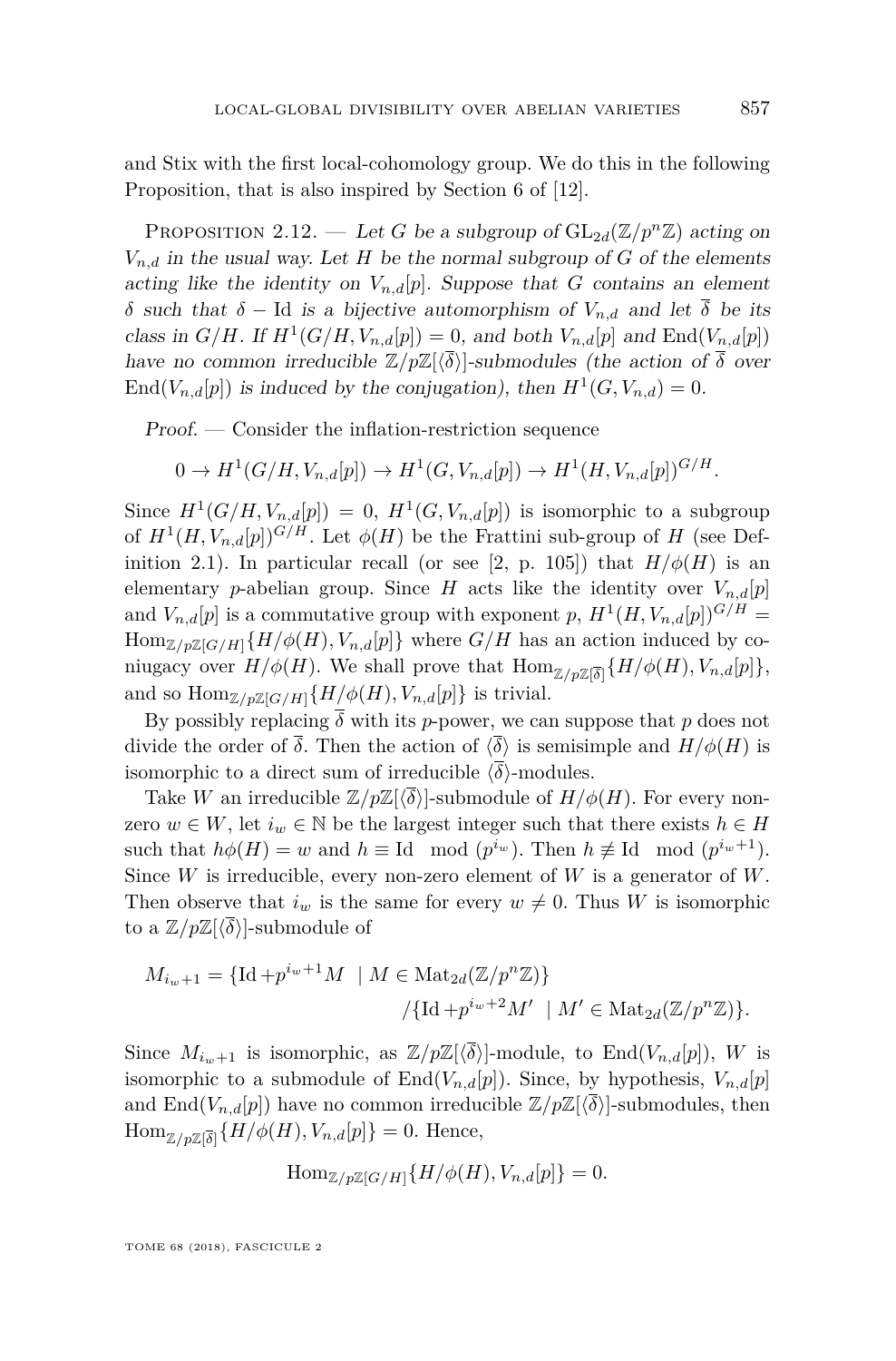and Stix with the first local-cohomology group. We do this in the following Proposition, that is also inspired by Section 6 of [12].

Proposition 2.12. — *Let $G$ be a subgroup of $\mathrm{GL}_{2d}(\mathbb{Z}/p^n\mathbb{Z})$ acting on $V_{n,d}$ in the usual way. Let $H$ be the normal subgroup of $G$ of the elements acting like the identity on $V_{n,d}[p]$. Suppose that $G$ contains an element $\delta$ such that $\delta - \mathrm{Id}$ is a bijective automorphism of $V_{n,d}$ and let $\overline{\delta}$ be its class in $G/H$. If $H^1(G/H, V_{n,d}[p]) = 0$, and both $V_{n,d}[p]$ and $\mathrm{End}(V_{n,d}[p])$ have no common irreducible $\mathbb{Z}/p\mathbb{Z}[\langle\overline{\delta}\rangle]$-submodules (the action of $\overline{\delta}$ over $\mathrm{End}(V_{n,d}[p])$ is induced by the conjugation), then $H^1(G, V_{n,d}) = 0$.*

*Proof.* — Consider the inflation-restriction sequence

$$0 \to H^1(G/H, V_{n,d}[p]) \to H^1(G, V_{n,d}[p]) \to H^1(H, V_{n,d}[p])^{G/H}.$$

Since $H^1(G/H, V_{n,d}[p]) = 0$, $H^1(G, V_{n,d}[p])$ is isomorphic to a subgroup of $H^1(H, V_{n,d}[p])^{G/H}$. Let $\phi(H)$ be the Frattini sub-group of $H$ (see Definition 2.1). In particular recall (or see [2, p. 105]) that $H/\phi(H)$ is an elementary $p$-abelian group. Since $H$ acts like the identity over $V_{n,d}[p]$ and $V_{n,d}[p]$ is a commutative group with exponent $p$, $H^1(H, V_{n,d}[p])^{G/H} = \mathrm{Hom}_{\mathbb{Z}/p\mathbb{Z}[G/H]}\{H/\phi(H), V_{n,d}[p]\}$ where $G/H$ has an action induced by coniugacy over $H/\phi(H)$. We shall prove that $\mathrm{Hom}_{\mathbb{Z}/p\mathbb{Z}[\overline{\delta}]}\{H/\phi(H), V_{n,d}[p]\}$, and so $\mathrm{Hom}_{\mathbb{Z}/p\mathbb{Z}[G/H]}\{H/\phi(H), V_{n,d}[p]\}$ is trivial.

By possibly replacing $\overline{\delta}$ with its $p$-power, we can suppose that $p$ does not divide the order of $\overline{\delta}$. Then the action of $\langle\overline{\delta}\rangle$ is semisimple and $H/\phi(H)$ is isomorphic to a direct sum of irreducible $\langle\overline{\delta}\rangle$-modules.

Take $W$ an irreducible $\mathbb{Z}/p\mathbb{Z}[\langle\overline{\delta}\rangle]$-submodule of $H/\phi(H)$. For every non-zero $w \in W$, let $i_w \in \mathbb{N}$ be the largest integer such that there exists $h \in H$ such that $h\phi(H) = w$ and $h \equiv \mathrm{Id} \mod (p^{i_w})$. Then $h \not\equiv \mathrm{Id} \mod (p^{i_w+1})$. Since $W$ is irreducible, every non-zero element of $W$ is a generator of $W$. Then observe that $i_w$ is the same for every $w \neq 0$. Thus $W$ is isomorphic to a $\mathbb{Z}/p\mathbb{Z}[\langle\overline{\delta}\rangle]$-submodule of

$$M_{i_w+1} = \{\mathrm{Id} + p^{i_w+1}M \mid M \in \mathrm{Mat}_{2d}(\mathbb{Z}/p^n\mathbb{Z})\} / \{\mathrm{Id} + p^{i_w+2}M' \mid M' \in \mathrm{Mat}_{2d}(\mathbb{Z}/p^n\mathbb{Z})\}.$$

Since $M_{i_w+1}$ is isomorphic, as $\mathbb{Z}/p\mathbb{Z}[\langle\overline{\delta}\rangle]$-module, to $\mathrm{End}(V_{n,d}[p])$, $W$ is isomorphic to a submodule of $\mathrm{End}(V_{n,d}[p])$. Since, by hypothesis, $V_{n,d}[p]$ and $\mathrm{End}(V_{n,d}[p])$ have no common irreducible $\mathbb{Z}/p\mathbb{Z}[\langle\overline{\delta}\rangle]$-submodules, then $\mathrm{Hom}_{\mathbb{Z}/p\mathbb{Z}[\overline{\delta}]}\{H/\phi(H), V_{n,d}[p]\} = 0$. Hence,

$$\mathrm{Hom}_{\mathbb{Z}/p\mathbb{Z}[G/H]}\{H/\phi(H), V_{n,d}[p]\} = 0.$$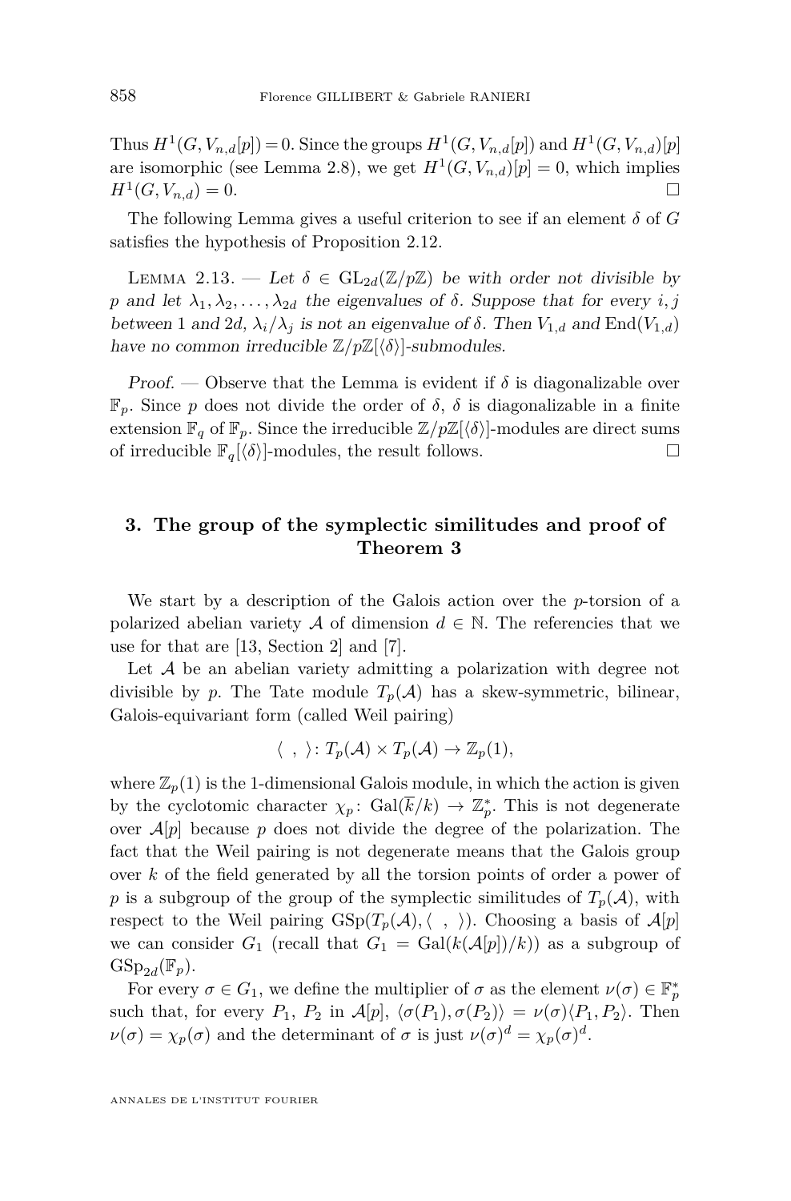Thus $H^1(G, V_{n,d}[p]) = 0$. Since the groups $H^1(G, V_{n,d}[p])$ and $H^1(G, V_{n,d})[p]$ are isomorphic (see Lemma 2.8), we get $H^1(G, V_{n,d})[p] = 0$, which implies $H^1(G, V_{n,d}) = 0$. □

The following Lemma gives a useful criterion to see if an element $\delta$ of $G$ satisfies the hypothesis of Proposition 2.12.

Lemma 2.13. — *Let $\delta \in \mathrm{GL}_{2d}(\mathbb{Z}/p\mathbb{Z})$ be with order not divisible by $p$ and let $\lambda_1, \lambda_2, \ldots, \lambda_{2d}$ the eigenvalues of $\delta$. Suppose that for every $i, j$ between 1 and $2d$, $\lambda_i/\lambda_j$ is not an eigenvalue of $\delta$. Then $V_{1,d}$ and $\mathrm{End}(V_{1,d})$ have no common irreducible $\mathbb{Z}/p\mathbb{Z}[\langle\delta\rangle]$-submodules.*

*Proof.* — Observe that the Lemma is evident if $\delta$ is diagonalizable over $\mathbb{F}_p$. Since $p$ does not divide the order of $\delta$, $\delta$ is diagonalizable in a finite extension $\mathbb{F}_q$ of $\mathbb{F}_p$. Since the irreducible $\mathbb{Z}/p\mathbb{Z}[\langle\delta\rangle]$-modules are direct sums of irreducible $\mathbb{F}_q[\langle\delta\rangle]$-modules, the result follows. □

## 3. The group of the symplectic similitudes and proof of Theorem 3

We start by a description of the Galois action over the $p$-torsion of a polarized abelian variety $\mathcal{A}$ of dimension $d \in \mathbb{N}$. The referencies that we use for that are [13, Section 2] and [7].

Let $\mathcal{A}$ be an abelian variety admitting a polarization with degree not divisible by $p$. The Tate module $T_p(\mathcal{A})$ has a skew-symmetric, bilinear, Galois-equivariant form (called Weil pairing)

$$\langle\ ,\ \rangle \colon T_p(\mathcal{A}) \times T_p(\mathcal{A}) \to \mathbb{Z}_p(1),$$

where $\mathbb{Z}_p(1)$ is the 1-dimensional Galois module, in which the action is given by the cyclotomic character $\chi_p \colon \mathrm{Gal}(\overline{k}/k) \to \mathbb{Z}_p^*$. This is not degenerate over $\mathcal{A}[p]$ because $p$ does not divide the degree of the polarization. The fact that the Weil pairing is not degenerate means that the Galois group over $k$ of the field generated by all the torsion points of order a power of $p$ is a subgroup of the group of the symplectic similitudes of $T_p(\mathcal{A})$, with respect to the Weil pairing $\mathrm{GSp}(T_p(\mathcal{A}), \langle\ ,\ \rangle)$. Choosing a basis of $\mathcal{A}[p]$ we can consider $G_1$ (recall that $G_1 = \mathrm{Gal}(k(\mathcal{A}[p])/k)$) as a subgroup of $\mathrm{GSp}_{2d}(\mathbb{F}_p)$.

For every $\sigma \in G_1$, we define the multiplier of $\sigma$ as the element $\nu(\sigma) \in \mathbb{F}_p^*$ such that, for every $P_1$, $P_2$ in $\mathcal{A}[p]$, $\langle\sigma(P_1), \sigma(P_2)\rangle = \nu(\sigma)\langle P_1, P_2\rangle$. Then $\nu(\sigma) = \chi_p(\sigma)$ and the determinant of $\sigma$ is just $\nu(\sigma)^d = \chi_p(\sigma)^d$.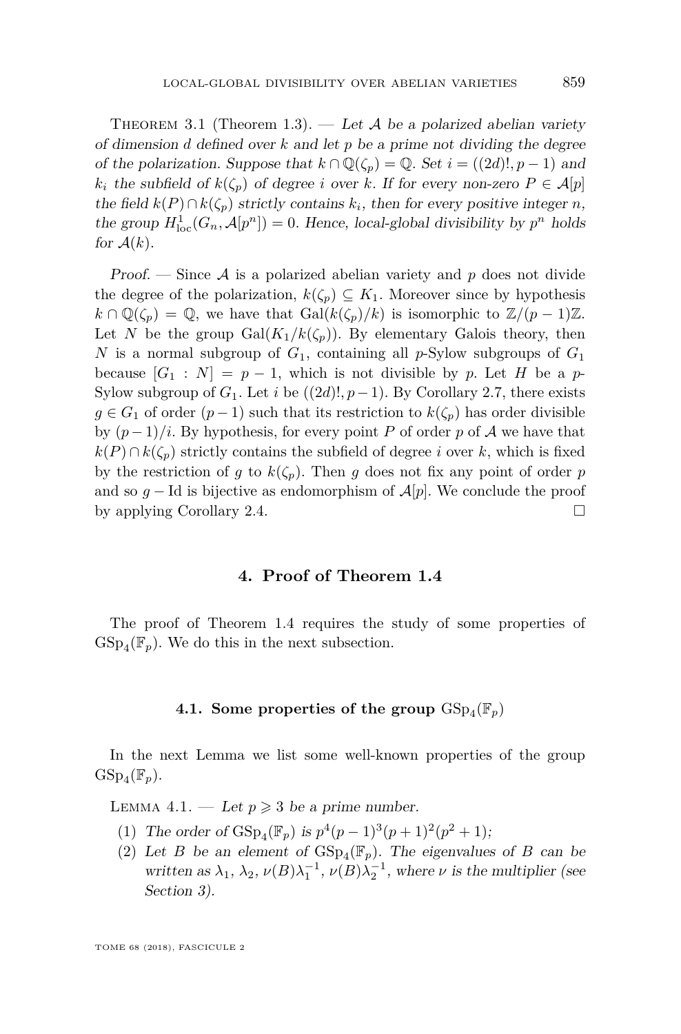Theorem 3.1 (Theorem 1.3). — *Let $\mathcal{A}$ be a polarized abelian variety of dimension $d$ defined over $k$ and let $p$ be a prime not dividing the degree of the polarization. Suppose that $k \cap \mathbb{Q}(\zeta_p) = \mathbb{Q}$. Set $i = ((2d)!, p-1)$ and $k_i$ the subfield of $k(\zeta_p)$ of degree $i$ over $k$. If for every non-zero $P \in \mathcal{A}[p]$ the field $k(P) \cap k(\zeta_p)$ strictly contains $k_i$, then for every positive integer $n$, the group $H^1_{\mathrm{loc}}(G_n, \mathcal{A}[p^n]) = 0$. Hence, local-global divisibility by $p^n$ holds for $\mathcal{A}(k)$.*

*Proof.* — Since $\mathcal{A}$ is a polarized abelian variety and $p$ does not divide the degree of the polarization, $k(\zeta_p) \subseteq K_1$. Moreover since by hypothesis $k \cap \mathbb{Q}(\zeta_p) = \mathbb{Q}$, we have that $\mathrm{Gal}(k(\zeta_p)/k)$ is isomorphic to $\mathbb{Z}/(p-1)\mathbb{Z}$. Let $N$ be the group $\mathrm{Gal}(K_1/k(\zeta_p))$. By elementary Galois theory, then $N$ is a normal subgroup of $G_1$, containing all $p$-Sylow subgroups of $G_1$ because $[G_1 : N] = p-1$, which is not divisible by $p$. Let $H$ be a $p$-Sylow subgroup of $G_1$. Let $i$ be $((2d)!, p-1)$. By Corollary 2.7, there exists $g \in G_1$ of order $(p-1)$ such that its restriction to $k(\zeta_p)$ has order divisible by $(p-1)/i$. By hypothesis, for every point $P$ of order $p$ of $\mathcal{A}$ we have that $k(P) \cap k(\zeta_p)$ strictly contains the subfield of degree $i$ over $k$, which is fixed by the restriction of $g$ to $k(\zeta_p)$. Then $g$ does not fix any point of order $p$ and so $g - \mathrm{Id}$ is bijective as endomorphism of $\mathcal{A}[p]$. We conclude the proof by applying Corollary 2.4. □

## 4. Proof of Theorem 1.4

The proof of Theorem 1.4 requires the study of some properties of $\mathrm{GSp}_4(\mathbb{F}_p)$. We do this in the next subsection.

### 4.1. Some properties of the group $\mathrm{GSp}_4(\mathbb{F}_p)$

In the next Lemma we list some well-known properties of the group $\mathrm{GSp}_4(\mathbb{F}_p)$.

Lemma 4.1. — *Let $p \geqslant 3$ be a prime number.*

1. *The order of $\mathrm{GSp}_4(\mathbb{F}_p)$ is $p^4(p-1)^3(p+1)^2(p^2+1)$;*
2. *Let $B$ be an element of $\mathrm{GSp}_4(\mathbb{F}_p)$. The eigenvalues of $B$ can be written as $\lambda_1$, $\lambda_2$, $\nu(B)\lambda_1^{-1}$, $\nu(B)\lambda_2^{-1}$, where $\nu$ is the multiplier (see Section 3).*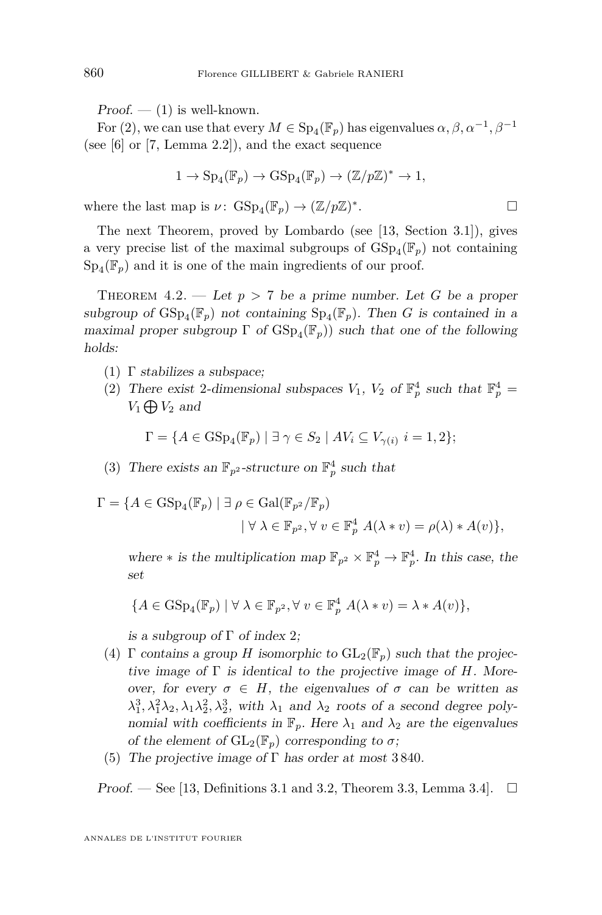*Proof.* — (1) is well-known.

For (2), we can use that every $M \in \mathrm{Sp}_4(\mathbb{F}_p)$ has eigenvalues $\alpha, \beta, \alpha^{-1}, \beta^{-1}$ (see [6] or [7, Lemma 2.2]), and the exact sequence

$$1 \to \mathrm{Sp}_4(\mathbb{F}_p) \to \mathrm{GSp}_4(\mathbb{F}_p) \to (\mathbb{Z}/p\mathbb{Z})^* \to 1,$$

where the last map is $\nu\colon \mathrm{GSp}_4(\mathbb{F}_p) \to (\mathbb{Z}/p\mathbb{Z})^*$. □

The next Theorem, proved by Lombardo (see [13, Section 3.1]), gives a very precise list of the maximal subgroups of $\mathrm{GSp}_4(\mathbb{F}_p)$ not containing $\mathrm{Sp}_4(\mathbb{F}_p)$ and it is one of the main ingredients of our proof.

Theorem 4.2. — *Let $p > 7$ be a prime number. Let $G$ be a proper subgroup of $\mathrm{GSp}_4(\mathbb{F}_p)$ not containing $\mathrm{Sp}_4(\mathbb{F}_p)$. Then $G$ is contained in a maximal proper subgroup $\Gamma$ of $\mathrm{GSp}_4(\mathbb{F}_p)$) such that one of the following holds:*

1. *$\Gamma$ stabilizes a subspace;*
2. *There exist 2-dimensional subspaces $V_1$, $V_2$ of $\mathbb{F}_p^4$ such that $\mathbb{F}_p^4 = V_1 \bigoplus V_2$ and*
$$\Gamma = \{A \in \mathrm{GSp}_4(\mathbb{F}_p) \mid \exists\, \gamma \in S_2 \mid AV_i \subseteq V_{\gamma(i)}\ i = 1, 2\};$$
3. *There exists an $\mathbb{F}_{p^2}$-structure on $\mathbb{F}_p^4$ such that*
$$\Gamma = \{A \in \mathrm{GSp}_4(\mathbb{F}_p) \mid \exists\, \rho \in \mathrm{Gal}(\mathbb{F}_{p^2}/\mathbb{F}_p) \mid \forall\, \lambda \in \mathbb{F}_{p^2}, \forall\, v \in \mathbb{F}_p^4\ A(\lambda * v) = \rho(\lambda) * A(v)\},$$
*where $*$ is the multiplication map $\mathbb{F}_{p^2} \times \mathbb{F}_p^4 \to \mathbb{F}_p^4$. In this case, the set*
$$\{A \in \mathrm{GSp}_4(\mathbb{F}_p) \mid \forall\, \lambda \in \mathbb{F}_{p^2}, \forall\, v \in \mathbb{F}_p^4\ A(\lambda * v) = \lambda * A(v)\},$$
*is a subgroup of $\Gamma$ of index 2;*
4. *$\Gamma$ contains a group $H$ isomorphic to $\mathrm{GL}_2(\mathbb{F}_p)$ such that the projective image of $\Gamma$ is identical to the projective image of $H$. Moreover, for every $\sigma \in H$, the eigenvalues of $\sigma$ can be written as $\lambda_1^3, \lambda_1^2\lambda_2, \lambda_1\lambda_2^2, \lambda_2^3$, with $\lambda_1$ and $\lambda_2$ roots of a second degree polynomial with coefficients in $\mathbb{F}_p$. Here $\lambda_1$ and $\lambda_2$ are the eigenvalues of the element of $\mathrm{GL}_2(\mathbb{F}_p)$ corresponding to $\sigma$;*
5. *The projective image of $\Gamma$ has order at most 3 840.*

*Proof.* — See [13, Definitions 3.1 and 3.2, Theorem 3.3, Lemma 3.4]. □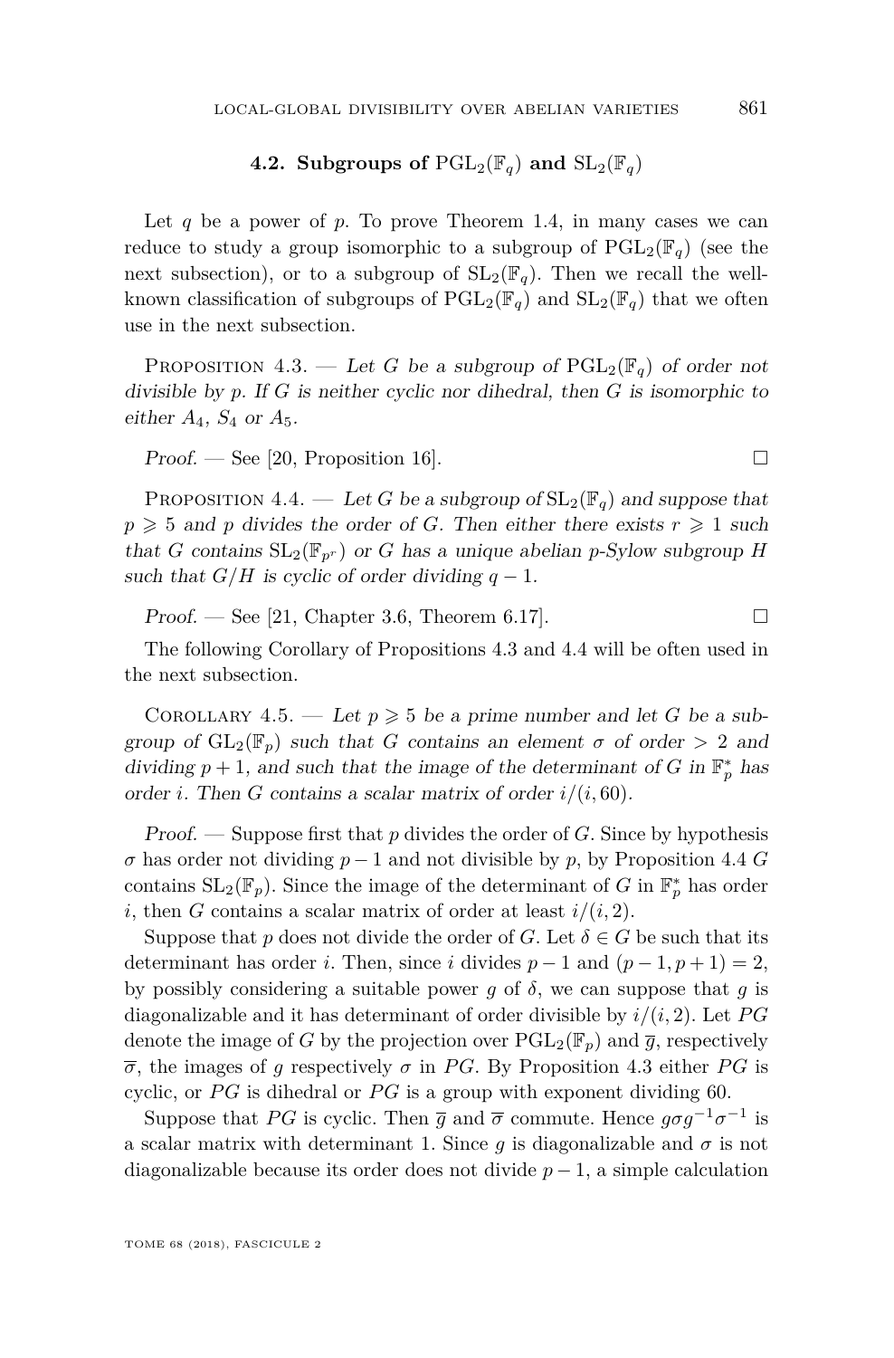### 4.2. Subgroups of $\mathrm{PGL}_2(\mathbb{F}_q)$ and $\mathrm{SL}_2(\mathbb{F}_q)$

Let $q$ be a power of $p$. To prove Theorem 1.4, in many cases we can reduce to study a group isomorphic to a subgroup of $\mathrm{PGL}_2(\mathbb{F}_q)$ (see the next subsection), or to a subgroup of $\mathrm{SL}_2(\mathbb{F}_q)$. Then we recall the well-known classification of subgroups of $\mathrm{PGL}_2(\mathbb{F}_q)$ and $\mathrm{SL}_2(\mathbb{F}_q)$ that we often use in the next subsection.

Proposition 4.3. — *Let $G$ be a subgroup of $\mathrm{PGL}_2(\mathbb{F}_q)$ of order not divisible by $p$. If $G$ is neither cyclic nor dihedral, then $G$ is isomorphic to either $A_4$, $S_4$ or $A_5$.*

*Proof.* — See [20, Proposition 16]. □

Proposition 4.4. — *Let $G$ be a subgroup of $\mathrm{SL}_2(\mathbb{F}_q)$ and suppose that $p \geqslant 5$ and $p$ divides the order of $G$. Then either there exists $r \geqslant 1$ such that $G$ contains $\mathrm{SL}_2(\mathbb{F}_{p^r})$ or $G$ has a unique abelian $p$-Sylow subgroup $H$ such that $G/H$ is cyclic of order dividing $q-1$.*

*Proof.* — See [21, Chapter 3.6, Theorem 6.17]. □

The following Corollary of Propositions 4.3 and 4.4 will be often used in the next subsection.

Corollary 4.5. — *Let $p \geqslant 5$ be a prime number and let $G$ be a subgroup of $\mathrm{GL}_2(\mathbb{F}_p)$ such that $G$ contains an element $\sigma$ of order $> 2$ and dividing $p+1$, and such that the image of the determinant of $G$ in $\mathbb{F}_p^*$ has order $i$. Then $G$ contains a scalar matrix of order $i/(i,60)$.*

*Proof.* — Suppose first that $p$ divides the order of $G$. Since by hypothesis $\sigma$ has order not dividing $p-1$ and not divisible by $p$, by Proposition 4.4 $G$ contains $\mathrm{SL}_2(\mathbb{F}_p)$. Since the image of the determinant of $G$ in $\mathbb{F}_p^*$ has order $i$, then $G$ contains a scalar matrix of order at least $i/(i,2)$.

Suppose that $p$ does not divide the order of $G$. Let $\delta \in G$ be such that its determinant has order $i$. Then, since $i$ divides $p-1$ and $(p-1,p+1)=2$, by possibly considering a suitable power $g$ of $\delta$, we can suppose that $g$ is diagonalizable and it has determinant of order divisible by $i/(i,2)$. Let $PG$ denote the image of $G$ by the projection over $\mathrm{PGL}_2(\mathbb{F}_p)$ and $\overline{g}$, respectively $\overline{\sigma}$, the images of $g$ respectively $\sigma$ in $PG$. By Proposition 4.3 either $PG$ is cyclic, or $PG$ is dihedral or $PG$ is a group with exponent dividing 60.

Suppose that $PG$ is cyclic. Then $\overline{g}$ and $\overline{\sigma}$ commute. Hence $g\sigma g^{-1}\sigma^{-1}$ is a scalar matrix with determinant 1. Since $g$ is diagonalizable and $\sigma$ is not diagonalizable because its order does not divide $p-1$, a simple calculation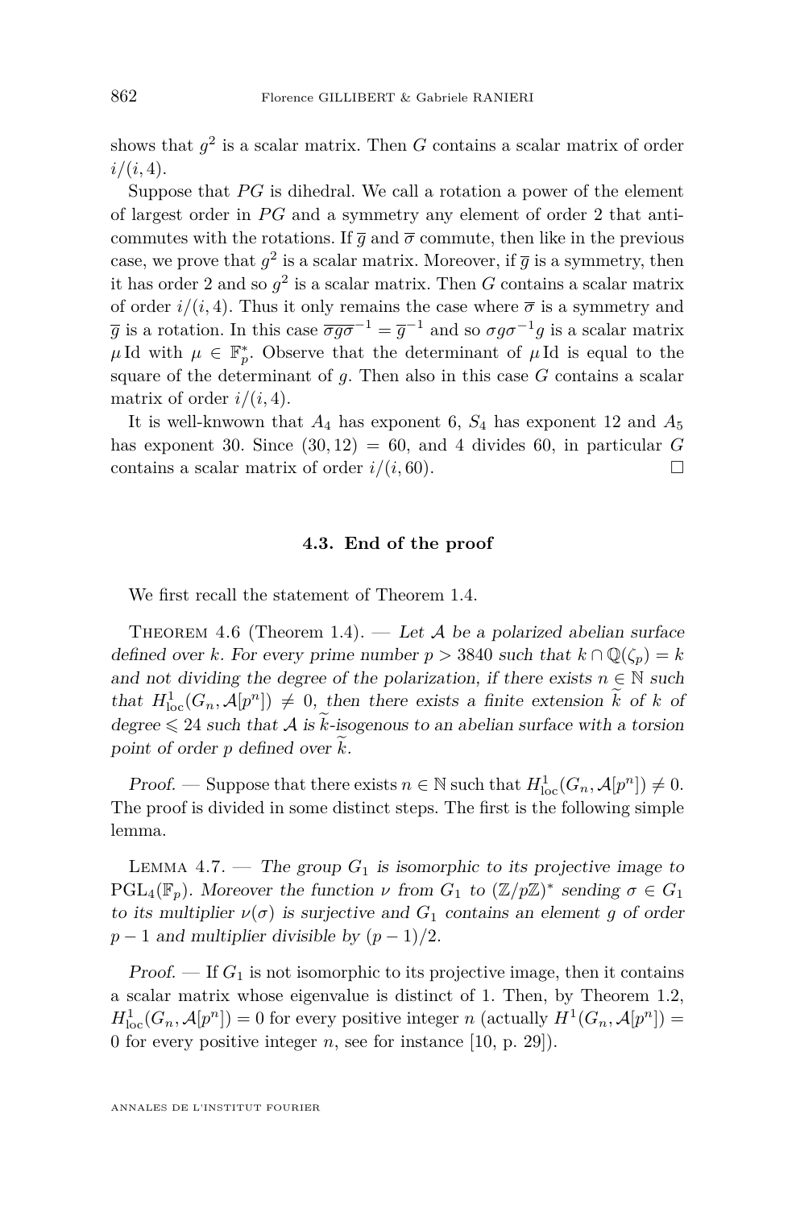shows that $g^2$ is a scalar matrix. Then $G$ contains a scalar matrix of order $i/(i,4)$.

Suppose that $PG$ is dihedral. We call a rotation a power of the element of largest order in $PG$ and a symmetry any element of order 2 that anti-commutes with the rotations. If $\overline{g}$ and $\overline{\sigma}$ commute, then like in the previous case, we prove that $g^2$ is a scalar matrix. Moreover, if $\overline{g}$ is a symmetry, then it has order 2 and so $g^2$ is a scalar matrix. Then $G$ contains a scalar matrix of order $i/(i,4)$. Thus it only remains the case where $\overline{\sigma}$ is a symmetry and $\overline{g}$ is a rotation. In this case $\overline{\sigma g \sigma^{-1}} = \overline{g}^{-1}$ and so $\sigma g \sigma^{-1} g$ is a scalar matrix $\mu \,\mathrm{Id}$ with $\mu \in \mathbb{F}_p^*$. Observe that the determinant of $\mu \,\mathrm{Id}$ is equal to the square of the determinant of $g$. Then also in this case $G$ contains a scalar matrix of order $i/(i,4)$.

It is well-knwown that $A_4$ has exponent 6, $S_4$ has exponent 12 and $A_5$ has exponent 30. Since $(30,12) = 60$, and 4 divides 60, in particular $G$ contains a scalar matrix of order $i/(i,60)$. □

### 4.3. End of the proof

We first recall the statement of Theorem 1.4.

Theorem 4.6 (Theorem 1.4). — *Let $\mathcal{A}$ be a polarized abelian surface defined over $k$. For every prime number $p > 3840$ such that $k \cap \mathbb{Q}(\zeta_p) = k$ and not dividing the degree of the polarization, if there exists $n \in \mathbb{N}$ such that $H^1_{\mathrm{loc}}(G_n, \mathcal{A}[p^n]) \neq 0$, then there exists a finite extension $\widetilde{k}$ of $k$ of degree $\leqslant 24$ such that $\mathcal{A}$ is $\widetilde{k}$-isogenous to an abelian surface with a torsion point of order $p$ defined over $\widetilde{k}$.*

*Proof.* — Suppose that there exists $n \in \mathbb{N}$ such that $H^1_{\mathrm{loc}}(G_n, \mathcal{A}[p^n]) \neq 0$. The proof is divided in some distinct steps. The first is the following simple lemma.

Lemma 4.7. — *The group $G_1$ is isomorphic to its projective image to $\mathrm{PGL}_4(\mathbb{F}_p)$. Moreover the function $\nu$ from $G_1$ to $(\mathbb{Z}/p\mathbb{Z})^*$ sending $\sigma \in G_1$ to its multiplier $\nu(\sigma)$ is surjective and $G_1$ contains an element $g$ of order $p-1$ and multiplier divisible by $(p-1)/2$.*

*Proof.* — If $G_1$ is not isomorphic to its projective image, then it contains a scalar matrix whose eigenvalue is distinct of 1. Then, by Theorem 1.2, $H^1_{\mathrm{loc}}(G_n, \mathcal{A}[p^n]) = 0$ for every positive integer $n$ (actually $H^1(G_n, \mathcal{A}[p^n]) = 0$ for every positive integer $n$, see for instance [10, p. 29]).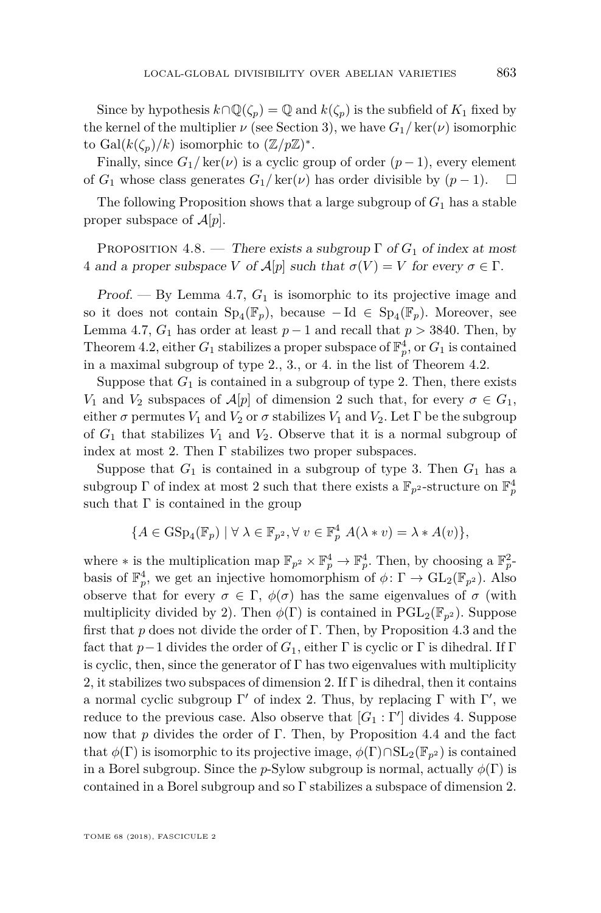Since by hypothesis $k \cap \mathbb{Q}(\zeta_p) = \mathbb{Q}$ and $k(\zeta_p)$ is the subfield of $K_1$ fixed by the kernel of the multiplier $\nu$ (see Section 3), we have $G_1/\ker(\nu)$ isomorphic to $\mathrm{Gal}(k(\zeta_p)/k)$ isomorphic to $(\mathbb{Z}/p\mathbb{Z})^*$.

Finally, since $G_1/\ker(\nu)$ is a cyclic group of order $(p-1)$, every element of $G_1$ whose class generates $G_1/\ker(\nu)$ has order divisible by $(p-1)$. $\square$

The following Proposition shows that a large subgroup of $G_1$ has a stable proper subspace of $\mathcal{A}[p]$.

Proposition 4.8. — *There exists a subgroup $\Gamma$ of $G_1$ of index at most 4 and a proper subspace $V$ of $\mathcal{A}[p]$ such that $\sigma(V) = V$ for every $\sigma \in \Gamma$.*

*Proof.* — By Lemma 4.7, $G_1$ is isomorphic to its projective image and so it does not contain $\mathrm{Sp}_4(\mathbb{F}_p)$, because $-\mathrm{Id} \in \mathrm{Sp}_4(\mathbb{F}_p)$. Moreover, see Lemma 4.7, $G_1$ has order at least $p-1$ and recall that $p > 3840$. Then, by Theorem 4.2, either $G_1$ stabilizes a proper subspace of $\mathbb{F}_p^4$, or $G_1$ is contained in a maximal subgroup of type 2., 3., or 4. in the list of Theorem 4.2.

Suppose that $G_1$ is contained in a subgroup of type 2. Then, there exists $V_1$ and $V_2$ subspaces of $\mathcal{A}[p]$ of dimension 2 such that, for every $\sigma \in G_1$, either $\sigma$ permutes $V_1$ and $V_2$ or $\sigma$ stabilizes $V_1$ and $V_2$. Let $\Gamma$ be the subgroup of $G_1$ that stabilizes $V_1$ and $V_2$. Observe that it is a normal subgroup of index at most 2. Then $\Gamma$ stabilizes two proper subspaces.

Suppose that $G_1$ is contained in a subgroup of type 3. Then $G_1$ has a subgroup $\Gamma$ of index at most 2 such that there exists a $\mathbb{F}_{p^2}$-structure on $\mathbb{F}_p^4$ such that $\Gamma$ is contained in the group

$$\{A \in \mathrm{GSp}_4(\mathbb{F}_p) \mid \forall\, \lambda \in \mathbb{F}_{p^2}, \forall\, v \in \mathbb{F}_p^4\ A(\lambda * v) = \lambda * A(v)\},$$

where $*$ is the multiplication map $\mathbb{F}_{p^2} \times \mathbb{F}_p^4 \to \mathbb{F}_p^4$. Then, by choosing a $\mathbb{F}_p^2$-basis of $\mathbb{F}_p^4$, we get an injective homomorphism of $\phi\colon \Gamma \to \mathrm{GL}_2(\mathbb{F}_{p^2})$. Also observe that for every $\sigma \in \Gamma$, $\phi(\sigma)$ has the same eigenvalues of $\sigma$ (with multiplicity divided by 2). Then $\phi(\Gamma)$ is contained in $\mathrm{PGL}_2(\mathbb{F}_{p^2})$. Suppose first that $p$ does not divide the order of $\Gamma$. Then, by Proposition 4.3 and the fact that $p-1$ divides the order of $G_1$, either $\Gamma$ is cyclic or $\Gamma$ is dihedral. If $\Gamma$ is cyclic, then, since the generator of $\Gamma$ has two eigenvalues with multiplicity 2, it stabilizes two subspaces of dimension 2. If $\Gamma$ is dihedral, then it contains a normal cyclic subgroup $\Gamma'$ of index 2. Thus, by replacing $\Gamma$ with $\Gamma'$, we reduce to the previous case. Also observe that $[G_1 : \Gamma']$ divides 4. Suppose now that $p$ divides the order of $\Gamma$. Then, by Proposition 4.4 and the fact that $\phi(\Gamma)$ is isomorphic to its projective image, $\phi(\Gamma) \cap \mathrm{SL}_2(\mathbb{F}_{p^2})$ is contained in a Borel subgroup. Since the $p$-Sylow subgroup is normal, actually $\phi(\Gamma)$ is contained in a Borel subgroup and so $\Gamma$ stabilizes a subspace of dimension 2.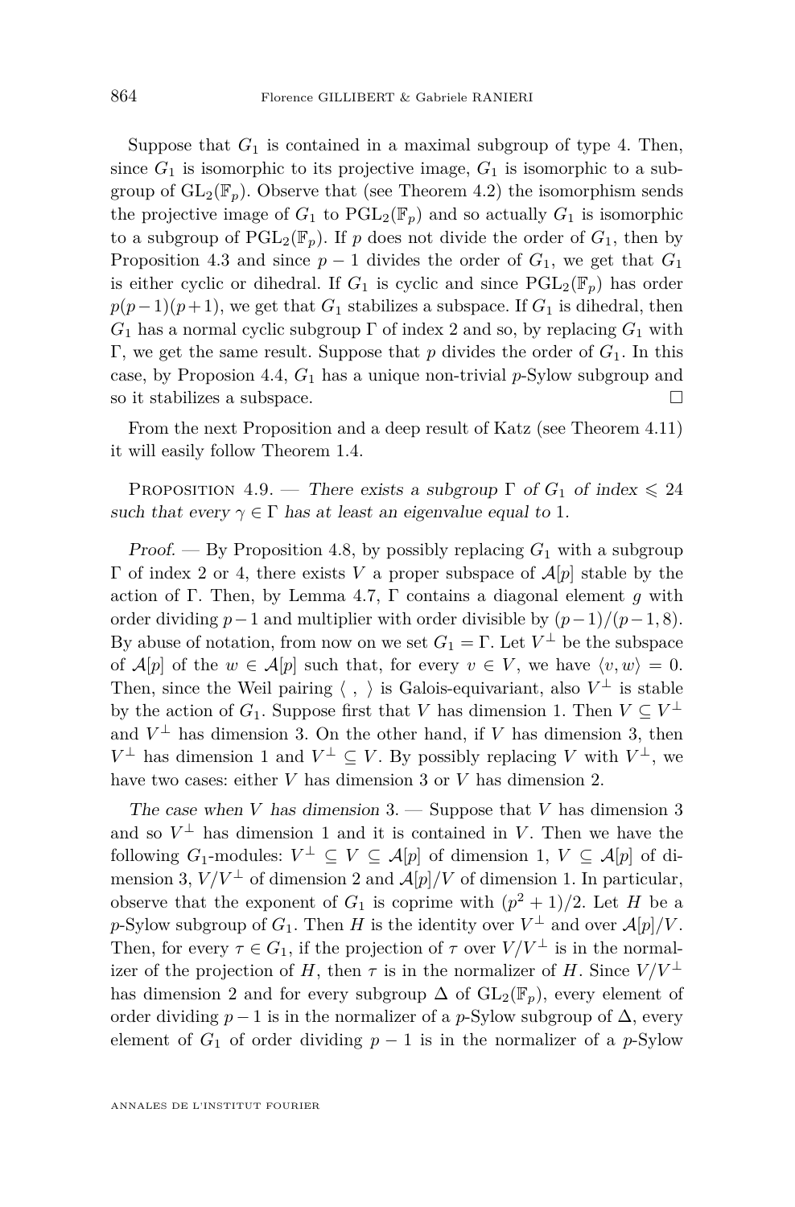Suppose that $G_1$ is contained in a maximal subgroup of type 4. Then, since $G_1$ is isomorphic to its projective image, $G_1$ is isomorphic to a subgroup of $\mathrm{GL}_2(\mathbb{F}_p)$. Observe that (see Theorem 4.2) the isomorphism sends the projective image of $G_1$ to $\mathrm{PGL}_2(\mathbb{F}_p)$ and so actually $G_1$ is isomorphic to a subgroup of $\mathrm{PGL}_2(\mathbb{F}_p)$. If $p$ does not divide the order of $G_1$, then by Proposition 4.3 and since $p-1$ divides the order of $G_1$, we get that $G_1$ is either cyclic or dihedral. If $G_1$ is cyclic and since $\mathrm{PGL}_2(\mathbb{F}_p)$ has order $p(p-1)(p+1)$, we get that $G_1$ stabilizes a subspace. If $G_1$ is dihedral, then $G_1$ has a normal cyclic subgroup $\Gamma$ of index 2 and so, by replacing $G_1$ with $\Gamma$, we get the same result. Suppose that $p$ divides the order of $G_1$. In this case, by Proposion 4.4, $G_1$ has a unique non-trivial $p$-Sylow subgroup and so it stabilizes a subspace. □

From the next Proposition and a deep result of Katz (see Theorem 4.11) it will easily follow Theorem 1.4.

Proposition 4.9. — *There exists a subgroup $\Gamma$ of $G_1$ of index $\leqslant 24$ such that every $\gamma \in \Gamma$ has at least an eigenvalue equal to* 1.

*Proof.* — By Proposition 4.8, by possibly replacing $G_1$ with a subgroup $\Gamma$ of index 2 or 4, there exists $V$ a proper subspace of $\mathcal{A}[p]$ stable by the action of $\Gamma$. Then, by Lemma 4.7, $\Gamma$ contains a diagonal element $g$ with order dividing $p-1$ and multiplier with order divisible by $(p-1)/(p-1,8)$. By abuse of notation, from now on we set $G_1 = \Gamma$. Let $V^{\perp}$ be the subspace of $\mathcal{A}[p]$ of the $w \in \mathcal{A}[p]$ such that, for every $v \in V$, we have $\langle v, w\rangle = 0$. Then, since the Weil pairing $\langle\ ,\ \rangle$ is Galois-equivariant, also $V^{\perp}$ is stable by the action of $G_1$. Suppose first that $V$ has dimension 1. Then $V \subseteq V^{\perp}$ and $V^{\perp}$ has dimension 3. On the other hand, if $V$ has dimension 3, then $V^{\perp}$ has dimension 1 and $V^{\perp} \subseteq V$. By possibly replacing $V$ with $V^{\perp}$, we have two cases: either $V$ has dimension 3 or $V$ has dimension 2.

*The case when $V$ has dimension* 3. — Suppose that $V$ has dimension 3 and so $V^{\perp}$ has dimension 1 and it is contained in $V$. Then we have the following $G_1$-modules: $V^{\perp} \subseteq V \subseteq \mathcal{A}[p]$ of dimension 1, $V \subseteq \mathcal{A}[p]$ of dimension 3, $V/V^{\perp}$ of dimension 2 and $\mathcal{A}[p]/V$ of dimension 1. In particular, observe that the exponent of $G_1$ is coprime with $(p^2+1)/2$. Let $H$ be a $p$-Sylow subgroup of $G_1$. Then $H$ is the identity over $V^{\perp}$ and over $\mathcal{A}[p]/V$. Then, for every $\tau \in G_1$, if the projection of $\tau$ over $V/V^{\perp}$ is in the normalizer of the projection of $H$, then $\tau$ is in the normalizer of $H$. Since $V/V^{\perp}$ has dimension 2 and for every subgroup $\Delta$ of $\mathrm{GL}_2(\mathbb{F}_p)$, every element of order dividing $p-1$ is in the normalizer of a $p$-Sylow subgroup of $\Delta$, every element of $G_1$ of order dividing $p-1$ is in the normalizer of a $p$-Sylow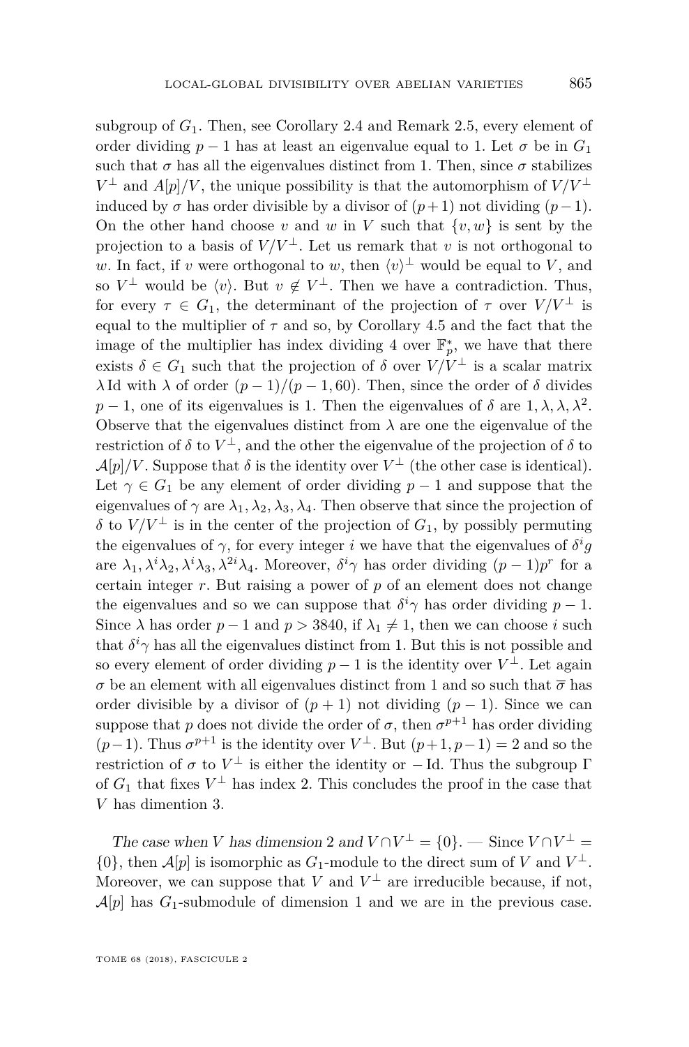subgroup of $G_1$. Then, see Corollary 2.4 and Remark 2.5, every element of order dividing $p-1$ has at least an eigenvalue equal to 1. Let $\sigma$ be in $G_1$ such that $\sigma$ has all the eigenvalues distinct from 1. Then, since $\sigma$ stabilizes $V^\perp$ and $A[p]/V$, the unique possibility is that the automorphism of $V/V^\perp$ induced by $\sigma$ has order divisible by a divisor of $(p+1)$ not dividing $(p-1)$. On the other hand choose $v$ and $w$ in $V$ such that $\{v, w\}$ is sent by the projection to a basis of $V/V^\perp$. Let us remark that $v$ is not orthogonal to $w$. In fact, if $v$ were orthogonal to $w$, then $\langle v \rangle^\perp$ would be equal to $V$, and so $V^\perp$ would be $\langle v \rangle$. But $v \notin V^\perp$. Then we have a contradiction. Thus, for every $\tau \in G_1$, the determinant of the projection of $\tau$ over $V/V^\perp$ is equal to the multiplier of $\tau$ and so, by Corollary 4.5 and the fact that the image of the multiplier has index dividing 4 over $\mathbb{F}_p^*$, we have that there exists $\delta \in G_1$ such that the projection of $\delta$ over $V/V^\perp$ is a scalar matrix $\lambda \operatorname{Id}$ with $\lambda$ of order $(p-1)/(p-1, 60)$. Then, since the order of $\delta$ divides $p-1$, one of its eigenvalues is 1. Then the eigenvalues of $\delta$ are $1, \lambda, \lambda, \lambda^2$. Observe that the eigenvalues distinct from $\lambda$ are one the eigenvalue of the restriction of $\delta$ to $V^\perp$, and the other the eigenvalue of the projection of $\delta$ to $\mathcal{A}[p]/V$. Suppose that $\delta$ is the identity over $V^\perp$ (the other case is identical). Let $\gamma \in G_1$ be any element of order dividing $p-1$ and suppose that the eigenvalues of $\gamma$ are $\lambda_1, \lambda_2, \lambda_3, \lambda_4$. Then observe that since the projection of $\delta$ to $V/V^\perp$ is in the center of the projection of $G_1$, by possibly permuting the eigenvalues of $\gamma$, for every integer $i$ we have that the eigenvalues of $\delta^i g$ are $\lambda_1, \lambda^i\lambda_2, \lambda^i\lambda_3, \lambda^{2i}\lambda_4$. Moreover, $\delta^i\gamma$ has order dividing $(p-1)p^r$ for a certain integer $r$. But raising a power of $p$ of an element does not change the eigenvalues and so we can suppose that $\delta^i\gamma$ has order dividing $p-1$. Since $\lambda$ has order $p-1$ and $p > 3840$, if $\lambda_1 \neq 1$, then we can choose $i$ such that $\delta^i\gamma$ has all the eigenvalues distinct from 1. But this is not possible and so every element of order dividing $p-1$ is the identity over $V^\perp$. Let again $\sigma$ be an element with all eigenvalues distinct from 1 and so such that $\overline{\sigma}$ has order divisible by a divisor of $(p+1)$ not dividing $(p-1)$. Since we can suppose that $p$ does not divide the order of $\sigma$, then $\sigma^{p+1}$ has order dividing $(p-1)$. Thus $\sigma^{p+1}$ is the identity over $V^\perp$. But $(p+1, p-1) = 2$ and so the restriction of $\sigma$ to $V^\perp$ is either the identity or $-\operatorname{Id}$. Thus the subgroup $\Gamma$ of $G_1$ that fixes $V^\perp$ has index 2. This concludes the proof in the case that $V$ has dimention 3.

*The case when $V$ has dimension 2 and $V \cap V^\perp = \{0\}$.* — Since $V \cap V^\perp = \{0\}$, then $\mathcal{A}[p]$ is isomorphic as $G_1$-module to the direct sum of $V$ and $V^\perp$. Moreover, we can suppose that $V$ and $V^\perp$ are irreducible because, if not, $\mathcal{A}[p]$ has $G_1$-submodule of dimension 1 and we are in the previous case.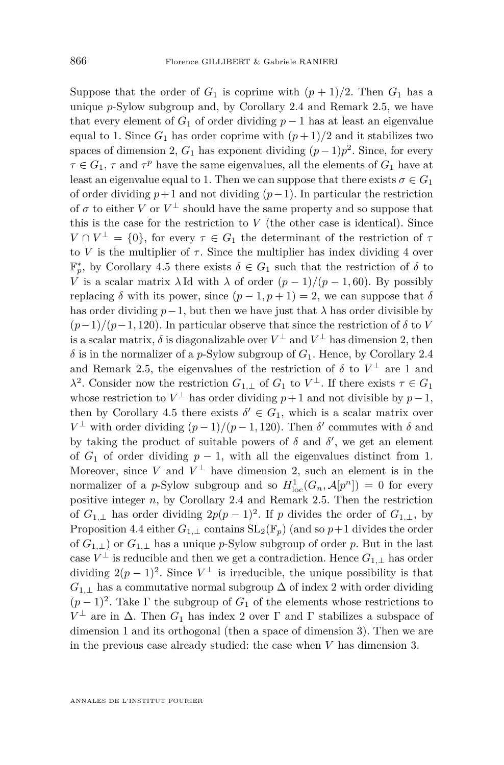Suppose that the order of $G_1$ is coprime with $(p+1)/2$. Then $G_1$ has a unique $p$-Sylow subgroup and, by Corollary 2.4 and Remark 2.5, we have that every element of $G_1$ of order dividing $p-1$ has at least an eigenvalue equal to 1. Since $G_1$ has order coprime with $(p+1)/2$ and it stabilizes two spaces of dimension 2, $G_1$ has exponent dividing $(p-1)p^2$. Since, for every $\tau \in G_1$, $\tau$ and $\tau^p$ have the same eigenvalues, all the elements of $G_1$ have at least an eigenvalue equal to 1. Then we can suppose that there exists $\sigma \in G_1$ of order dividing $p+1$ and not dividing $(p-1)$. In particular the restriction of $\sigma$ to either $V$ or $V^\perp$ should have the same property and so suppose that this is the case for the restriction to $V$ (the other case is identical). Since $V \cap V^\perp = \{0\}$, for every $\tau \in G_1$ the determinant of the restriction of $\tau$ to $V$ is the multiplier of $\tau$. Since the multiplier has index dividing 4 over $\mathbb{F}_p^*$, by Corollary 4.5 there exists $\delta \in G_1$ such that the restriction of $\delta$ to $V$ is a scalar matrix $\lambda \mathrm{Id}$ with $\lambda$ of order $(p-1)/(p-1, 60)$. By possibly replacing $\delta$ with its power, since $(p-1, p+1) = 2$, we can suppose that $\delta$ has order dividing $p-1$, but then we have just that $\lambda$ has order divisible by $(p-1)/(p-1, 120)$. In particular observe that since the restriction of $\delta$ to $V$ is a scalar matrix, $\delta$ is diagonalizable over $V^\perp$ and $V^\perp$ has dimension 2, then $\delta$ is in the normalizer of a $p$-Sylow subgroup of $G_1$. Hence, by Corollary 2.4 and Remark 2.5, the eigenvalues of the restriction of $\delta$ to $V^\perp$ are 1 and $\lambda^2$. Consider now the restriction $G_{1,\perp}$ of $G_1$ to $V^\perp$. If there exists $\tau \in G_1$ whose restriction to $V^\perp$ has order dividing $p+1$ and not divisible by $p-1$, then by Corollary 4.5 there exists $\delta' \in G_1$, which is a scalar matrix over $V^\perp$ with order dividing $(p-1)/(p-1, 120)$. Then $\delta'$ commutes with $\delta$ and by taking the product of suitable powers of $\delta$ and $\delta'$, we get an element of $G_1$ of order dividing $p-1$, with all the eigenvalues distinct from 1. Moreover, since $V$ and $V^\perp$ have dimension 2, such an element is in the normalizer of a $p$-Sylow subgroup and so $H^1_{\mathrm{loc}}(G_n, \mathcal{A}[p^n]) = 0$ for every positive integer $n$, by Corollary 2.4 and Remark 2.5. Then the restriction of $G_{1,\perp}$ has order dividing $2p(p-1)^2$. If $p$ divides the order of $G_{1,\perp}$, by Proposition 4.4 either $G_{1,\perp}$ contains $\mathrm{SL}_2(\mathbb{F}_p)$ (and so $p+1$ divides the order of $G_{1,\perp}$) or $G_{1,\perp}$ has a unique $p$-Sylow subgroup of order $p$. But in the last case $V^\perp$ is reducible and then we get a contradiction. Hence $G_{1,\perp}$ has order dividing $2(p-1)^2$. Since $V^\perp$ is irreducible, the unique possibility is that $G_{1,\perp}$ has a commutative normal subgroup $\Delta$ of index 2 with order dividing $(p-1)^2$. Take $\Gamma$ the subgroup of $G_1$ of the elements whose restrictions to $V^\perp$ are in $\Delta$. Then $G_1$ has index 2 over $\Gamma$ and $\Gamma$ stabilizes a subspace of dimension 1 and its orthogonal (then a space of dimension 3). Then we are in the previous case already studied: the case when $V$ has dimension 3.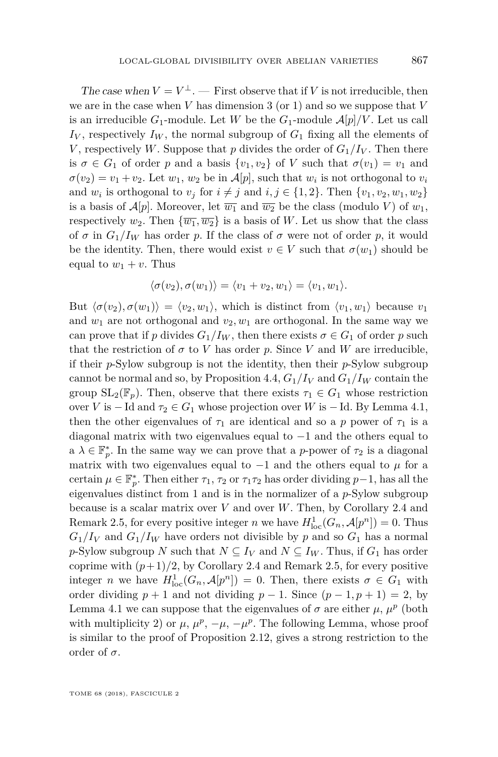*The case when $V = V^{\perp}$.* — First observe that if $V$ is not irreducible, then we are in the case when $V$ has dimension 3 (or 1) and so we suppose that $V$ is an irreducible $G_1$-module. Let $W$ be the $G_1$-module $\mathcal{A}[p]/V$. Let us call $I_V$, respectively $I_W$, the normal subgroup of $G_1$ fixing all the elements of $V$, respectively $W$. Suppose that $p$ divides the order of $G_1/I_V$. Then there is $\sigma \in G_1$ of order $p$ and a basis $\{v_1, v_2\}$ of $V$ such that $\sigma(v_1) = v_1$ and $\sigma(v_2) = v_1 + v_2$. Let $w_1$, $w_2$ be in $\mathcal{A}[p]$, such that $w_i$ is not orthogonal to $v_i$ and $w_i$ is orthogonal to $v_j$ for $i \neq j$ and $i, j \in \{1, 2\}$. Then $\{v_1, v_2, w_1, w_2\}$ is a basis of $\mathcal{A}[p]$. Moreover, let $\overline{w_1}$ and $\overline{w_2}$ be the class (modulo $V$) of $w_1$, respectively $w_2$. Then $\{\overline{w_1}, \overline{w_2}\}$ is a basis of $W$. Let us show that the class of $\sigma$ in $G_1/I_W$ has order $p$. If the class of $\sigma$ were not of order $p$, it would be the identity. Then, there would exist $v \in V$ such that $\sigma(w_1)$ should be equal to $w_1 + v$. Thus

$$\langle \sigma(v_2), \sigma(w_1) \rangle = \langle v_1 + v_2, w_1 \rangle = \langle v_1, w_1 \rangle.$$

But $\langle \sigma(v_2), \sigma(w_1) \rangle = \langle v_2, w_1 \rangle$, which is distinct from $\langle v_1, w_1 \rangle$ because $v_1$ and $w_1$ are not orthogonal and $v_2, w_1$ are orthogonal. In the same way we can prove that if $p$ divides $G_1/I_W$, then there exists $\sigma \in G_1$ of order $p$ such that the restriction of $\sigma$ to $V$ has order $p$. Since $V$ and $W$ are irreducible, if their $p$-Sylow subgroup is not the identity, then their $p$-Sylow subgroup cannot be normal and so, by Proposition 4.4, $G_1/I_V$ and $G_1/I_W$ contain the group $\mathrm{SL}_2(\mathbb{F}_p)$. Then, observe that there exists $\tau_1 \in G_1$ whose restriction over $V$ is $-\mathrm{Id}$ and $\tau_2 \in G_1$ whose projection over $W$ is $-\mathrm{Id}$. By Lemma 4.1, then the other eigenvalues of $\tau_1$ are identical and so a $p$ power of $\tau_1$ is a diagonal matrix with two eigenvalues equal to $-1$ and the others equal to a $\lambda \in \mathbb{F}_p^*$. In the same way we can prove that a $p$-power of $\tau_2$ is a diagonal matrix with two eigenvalues equal to $-1$ and the others equal to $\mu$ for a certain $\mu \in \mathbb{F}_p^*$. Then either $\tau_1$, $\tau_2$ or $\tau_1\tau_2$ has order dividing $p-1$, has all the eigenvalues distinct from 1 and is in the normalizer of a $p$-Sylow subgroup because is a scalar matrix over $V$ and over $W$. Then, by Corollary 2.4 and Remark 2.5, for every positive integer $n$ we have $H^1_{\mathrm{loc}}(G_n, \mathcal{A}[p^n]) = 0$. Thus $G_1/I_V$ and $G_1/I_W$ have orders not divisible by $p$ and so $G_1$ has a normal $p$-Sylow subgroup $N$ such that $N \subseteq I_V$ and $N \subseteq I_W$. Thus, if $G_1$ has order coprime with $(p+1)/2$, by Corollary 2.4 and Remark 2.5, for every positive integer $n$ we have $H^1_{\mathrm{loc}}(G_n, \mathcal{A}[p^n]) = 0$. Then, there exists $\sigma \in G_1$ with order dividing $p+1$ and not dividing $p-1$. Since $(p-1, p+1) = 2$, by Lemma 4.1 we can suppose that the eigenvalues of $\sigma$ are either $\mu$, $\mu^p$ (both with multiplicity 2) or $\mu$, $\mu^p$, $-\mu$, $-\mu^p$. The following Lemma, whose proof is similar to the proof of Proposition 2.12, gives a strong restriction to the order of $\sigma$.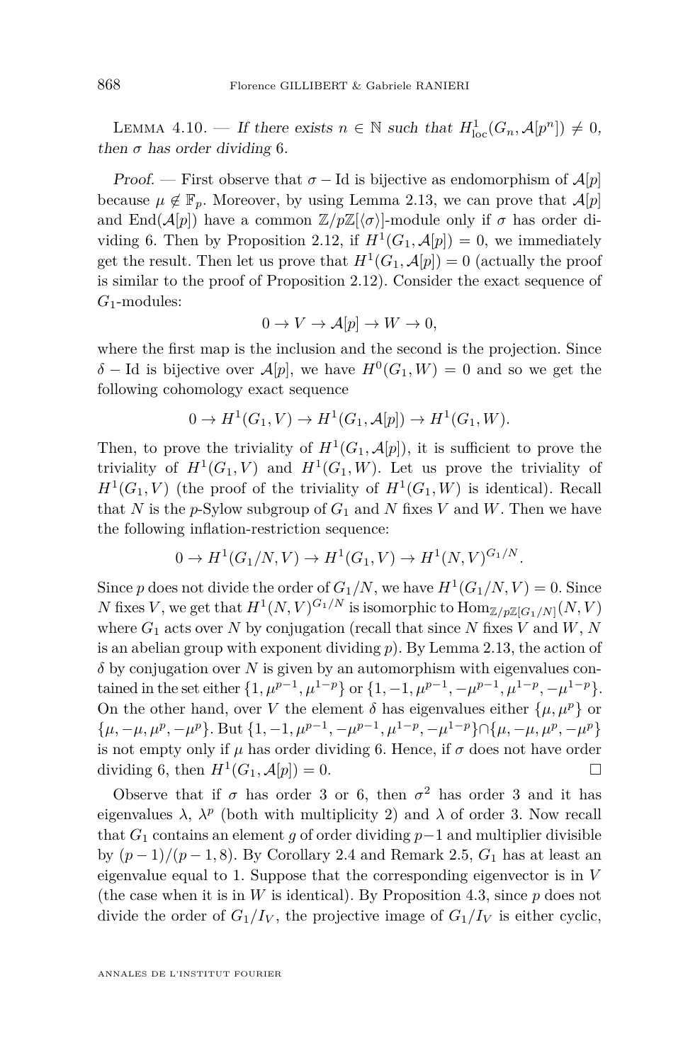Lemma 4.10. — *If there exists $n \in \mathbb{N}$ such that $H^1_{\text{loc}}(G_n, \mathcal{A}[p^n]) \neq 0$, then $\sigma$ has order dividing 6.*

*Proof.* — First observe that $\sigma - \text{Id}$ is bijective as endomorphism of $\mathcal{A}[p]$ because $\mu \notin \mathbb{F}_p$. Moreover, by using Lemma 2.13, we can prove that $\mathcal{A}[p]$ and $\text{End}(\mathcal{A}[p])$ have a common $\mathbb{Z}/p\mathbb{Z}[\langle\sigma\rangle]$-module only if $\sigma$ has order dividing 6. Then by Proposition 2.12, if $H^1(G_1, \mathcal{A}[p]) = 0$, we immediately get the result. Then let us prove that $H^1(G_1, \mathcal{A}[p]) = 0$ (actually the proof is similar to the proof of Proposition 2.12). Consider the exact sequence of $G_1$-modules:

$$0 \to V \to \mathcal{A}[p] \to W \to 0,$$

where the first map is the inclusion and the second is the projection. Since $\delta - \text{Id}$ is bijective over $\mathcal{A}[p]$, we have $H^0(G_1, W) = 0$ and so we get the following cohomology exact sequence

$$0 \to H^1(G_1, V) \to H^1(G_1, \mathcal{A}[p]) \to H^1(G_1, W).$$

Then, to prove the triviality of $H^1(G_1, \mathcal{A}[p])$, it is sufficient to prove the triviality of $H^1(G_1, V)$ and $H^1(G_1, W)$. Let us prove the triviality of $H^1(G_1, V)$ (the proof of the triviality of $H^1(G_1, W)$ is identical). Recall that $N$ is the $p$-Sylow subgroup of $G_1$ and $N$ fixes $V$ and $W$. Then we have the following inflation-restriction sequence:

$$0 \to H^1(G_1/N, V) \to H^1(G_1, V) \to H^1(N, V)^{G_1/N}.$$

Since $p$ does not divide the order of $G_1/N$, we have $H^1(G_1/N, V) = 0$. Since $N$ fixes $V$, we get that $H^1(N, V)^{G_1/N}$ is isomorphic to $\text{Hom}_{\mathbb{Z}/p\mathbb{Z}[G_1/N]}(N, V)$ where $G_1$ acts over $N$ by conjugation (recall that since $N$ fixes $V$ and $W$, $N$ is an abelian group with exponent dividing $p$). By Lemma 2.13, the action of $\delta$ by conjugation over $N$ is given by an automorphism with eigenvalues contained in the set either $\{1, \mu^{p-1}, \mu^{1-p}\}$ or $\{1, -1, \mu^{p-1}, -\mu^{p-1}, \mu^{1-p}, -\mu^{1-p}\}$. On the other hand, over $V$ the element $\delta$ has eigenvalues either $\{\mu, \mu^p\}$ or $\{\mu, -\mu, \mu^p, -\mu^p\}$. But $\{1, -1, \mu^{p-1}, -\mu^{p-1}, \mu^{1-p}, -\mu^{1-p}\} \cap \{\mu, -\mu, \mu^p, -\mu^p\}$ is not empty only if $\mu$ has order dividing 6. Hence, if $\sigma$ does not have order dividing 6, then $H^1(G_1, \mathcal{A}[p]) = 0$. □

Observe that if $\sigma$ has order 3 or 6, then $\sigma^2$ has order 3 and it has eigenvalues $\lambda$, $\lambda^p$ (both with multiplicity 2) and $\lambda$ of order 3. Now recall that $G_1$ contains an element $g$ of order dividing $p-1$ and multiplier divisible by $(p-1)/(p-1, 8)$. By Corollary 2.4 and Remark 2.5, $G_1$ has at least an eigenvalue equal to 1. Suppose that the corresponding eigenvector is in $V$ (the case when it is in $W$ is identical). By Proposition 4.3, since $p$ does not divide the order of $G_1/I_V$, the projective image of $G_1/I_V$ is either cyclic,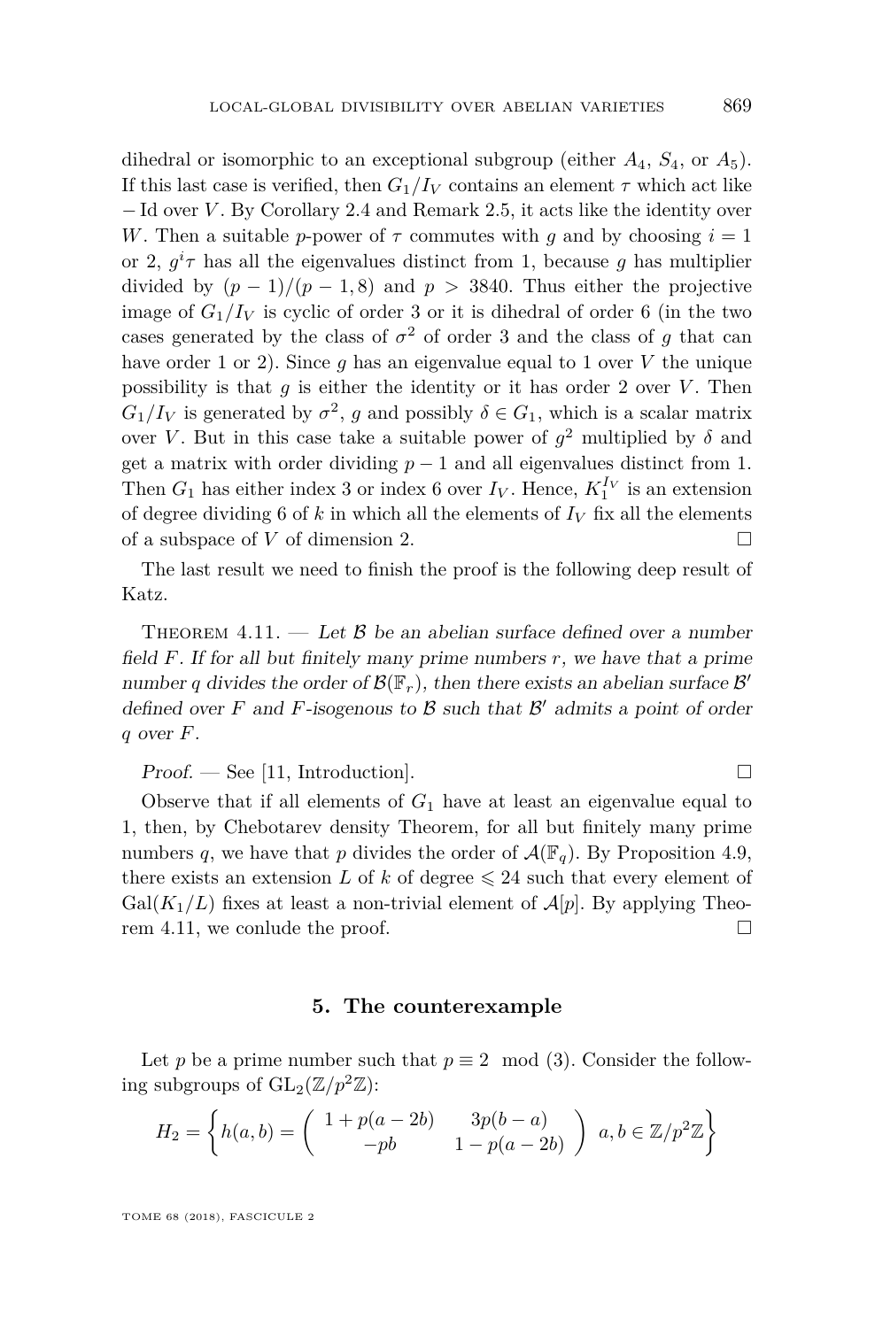dihedral or isomorphic to an exceptional subgroup (either $A_4$, $S_4$, or $A_5$). If this last case is verified, then $G_1/I_V$ contains an element $\tau$ which act like $-\mathrm{Id}$ over $V$. By Corollary 2.4 and Remark 2.5, it acts like the identity over $W$. Then a suitable $p$-power of $\tau$ commutes with $g$ and by choosing $i = 1$ or 2, $g^i\tau$ has all the eigenvalues distinct from 1, because $g$ has multiplier divided by $(p-1)/(p-1, 8)$ and $p > 3840$. Thus either the projective image of $G_1/I_V$ is cyclic of order 3 or it is dihedral of order 6 (in the two cases generated by the class of $\sigma^2$ of order 3 and the class of $g$ that can have order 1 or 2). Since $g$ has an eigenvalue equal to 1 over $V$ the unique possibility is that $g$ is either the identity or it has order 2 over $V$. Then $G_1/I_V$ is generated by $\sigma^2$, $g$ and possibly $\delta \in G_1$, which is a scalar matrix over $V$. But in this case take a suitable power of $g^2$ multiplied by $\delta$ and get a matrix with order dividing $p-1$ and all eigenvalues distinct from 1. Then $G_1$ has either index 3 or index 6 over $I_V$. Hence, $K_1^{I_V}$ is an extension of degree dividing 6 of $k$ in which all the elements of $I_V$ fix all the elements of a subspace of $V$ of dimension 2. □

The last result we need to finish the proof is the following deep result of Katz.

Theorem 4.11. — *Let $\mathcal{B}$ be an abelian surface defined over a number field $F$. If for all but finitely many prime numbers $r$, we have that a prime number $q$ divides the order of $\mathcal{B}(\mathbb{F}_r)$, then there exists an abelian surface $\mathcal{B}'$ defined over $F$ and $F$-isogenous to $\mathcal{B}$ such that $\mathcal{B}'$ admits a point of order $q$ over $F$.*

*Proof.* — See [11, Introduction]. □

Observe that if all elements of $G_1$ have at least an eigenvalue equal to 1, then, by Chebotarev density Theorem, for all but finitely many prime numbers $q$, we have that $p$ divides the order of $\mathcal{A}(\mathbb{F}_q)$. By Proposition 4.9, there exists an extension $L$ of $k$ of degree $\leqslant 24$ such that every element of $\mathrm{Gal}(K_1/L)$ fixes at least a non-trivial element of $\mathcal{A}[p]$. By applying Theorem 4.11, we conlude the proof. □

## 5. The counterexample

Let $p$ be a prime number such that $p \equiv 2 \mod (3)$. Consider the following subgroups of $\mathrm{GL}_2(\mathbb{Z}/p^2\mathbb{Z})$:

$$H_2 = \left\{ h(a,b) = \begin{pmatrix} 1 + p(a-2b) & 3p(b-a) \\ -pb & 1 - p(a-2b) \end{pmatrix} \ a, b \in \mathbb{Z}/p^2\mathbb{Z} \right\}$$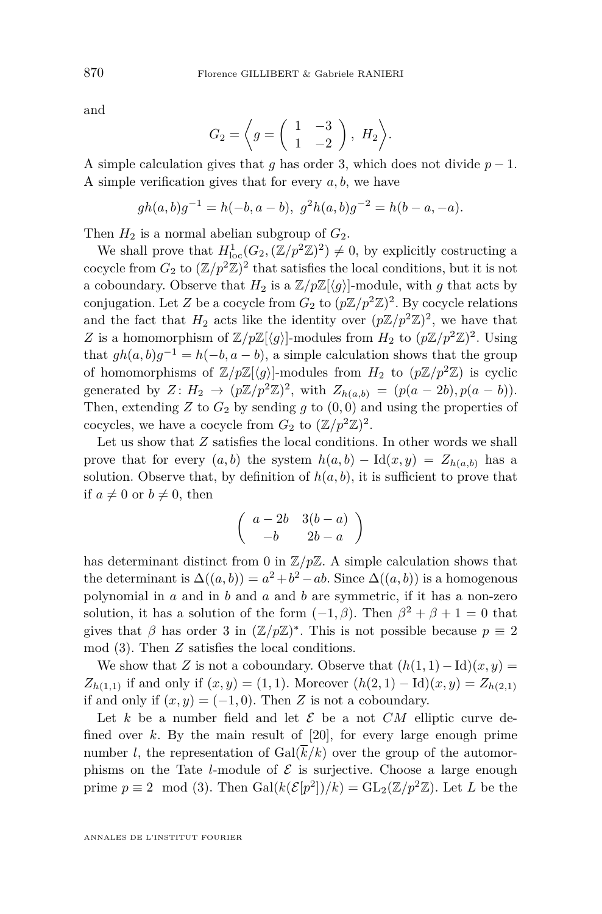and

$$G_2 = \left\langle g = \begin{pmatrix} 1 & -3 \\ 1 & -2 \end{pmatrix},\ H_2 \right\rangle.$$

A simple calculation gives that $g$ has order 3, which does not divide $p-1$. A simple verification gives that for every $a, b$, we have

$$gh(a,b)g^{-1} = h(-b, a-b),\ g^2h(a,b)g^{-2} = h(b-a, -a).$$

Then $H_2$ is a normal abelian subgroup of $G_2$.

We shall prove that $H^1_{\mathrm{loc}}(G_2, (\mathbb{Z}/p^2\mathbb{Z})^2) \neq 0$, by explicitly costructing a cocycle from $G_2$ to $(\mathbb{Z}/p^2\mathbb{Z})^2$ that satisfies the local conditions, but it is not a coboundary. Observe that $H_2$ is a $\mathbb{Z}/p\mathbb{Z}[\langle g\rangle]$-module, with $g$ that acts by conjugation. Let $Z$ be a cocycle from $G_2$ to $(p\mathbb{Z}/p^2\mathbb{Z})^2$. By cocycle relations and the fact that $H_2$ acts like the identity over $(p\mathbb{Z}/p^2\mathbb{Z})^2$, we have that $Z$ is a homomorphism of $\mathbb{Z}/p\mathbb{Z}[\langle g\rangle]$-modules from $H_2$ to $(p\mathbb{Z}/p^2\mathbb{Z})^2$. Using that $gh(a,b)g^{-1} = h(-b, a-b)$, a simple calculation shows that the group of homomorphisms of $\mathbb{Z}/p\mathbb{Z}[\langle g\rangle]$-modules from $H_2$ to $(p\mathbb{Z}/p^2\mathbb{Z})$ is cyclic generated by $Z\colon H_2 \to (p\mathbb{Z}/p^2\mathbb{Z})^2$, with $Z_{h(a,b)} = (p(a-2b), p(a-b))$. Then, extending $Z$ to $G_2$ by sending $g$ to $(0,0)$ and using the properties of cocycles, we have a cocycle from $G_2$ to $(\mathbb{Z}/p^2\mathbb{Z})^2$.

Let us show that $Z$ satisfies the local conditions. In other words we shall prove that for every $(a,b)$ the system $h(a,b) - \mathrm{Id}(x,y) = Z_{h(a,b)}$ has a solution. Observe that, by definition of $h(a,b)$, it is sufficient to prove that if $a \neq 0$ or $b \neq 0$, then

$$\begin{pmatrix} a-2b & 3(b-a) \\ -b & 2b-a \end{pmatrix}$$

has determinant distinct from 0 in $\mathbb{Z}/p\mathbb{Z}$. A simple calculation shows that the determinant is $\Delta((a,b)) = a^2+b^2-ab$. Since $\Delta((a,b))$ is a homogenous polynomial in $a$ and in $b$ and $a$ and $b$ are symmetric, if it has a non-zero solution, it has a solution of the form $(-1,\beta)$. Then $\beta^2+\beta+1 = 0$ that gives that $\beta$ has order 3 in $(\mathbb{Z}/p\mathbb{Z})^*$. This is not possible because $p \equiv 2 \mod (3)$. Then $Z$ satisfies the local conditions.

We show that $Z$ is not a coboundary. Observe that $(h(1,1)-\mathrm{Id})(x,y) = Z_{h(1,1)}$ if and only if $(x,y) = (1,1)$. Moreover $(h(2,1)-\mathrm{Id})(x,y) = Z_{h(2,1)}$ if and only if $(x,y) = (-1,0)$. Then $Z$ is not a coboundary.

Let $k$ be a number field and let $\mathcal{E}$ be a not *CM* elliptic curve defined over $k$. By the main result of [20], for every large enough prime number $l$, the representation of $\mathrm{Gal}(\overline{k}/k)$ over the group of the automorphisms on the Tate $l$-module of $\mathcal{E}$ is surjective. Choose a large enough prime $p \equiv 2 \mod (3)$. Then $\mathrm{Gal}(k(\mathcal{E}[p^2])/k) = \mathrm{GL}_2(\mathbb{Z}/p^2\mathbb{Z})$. Let $L$ be the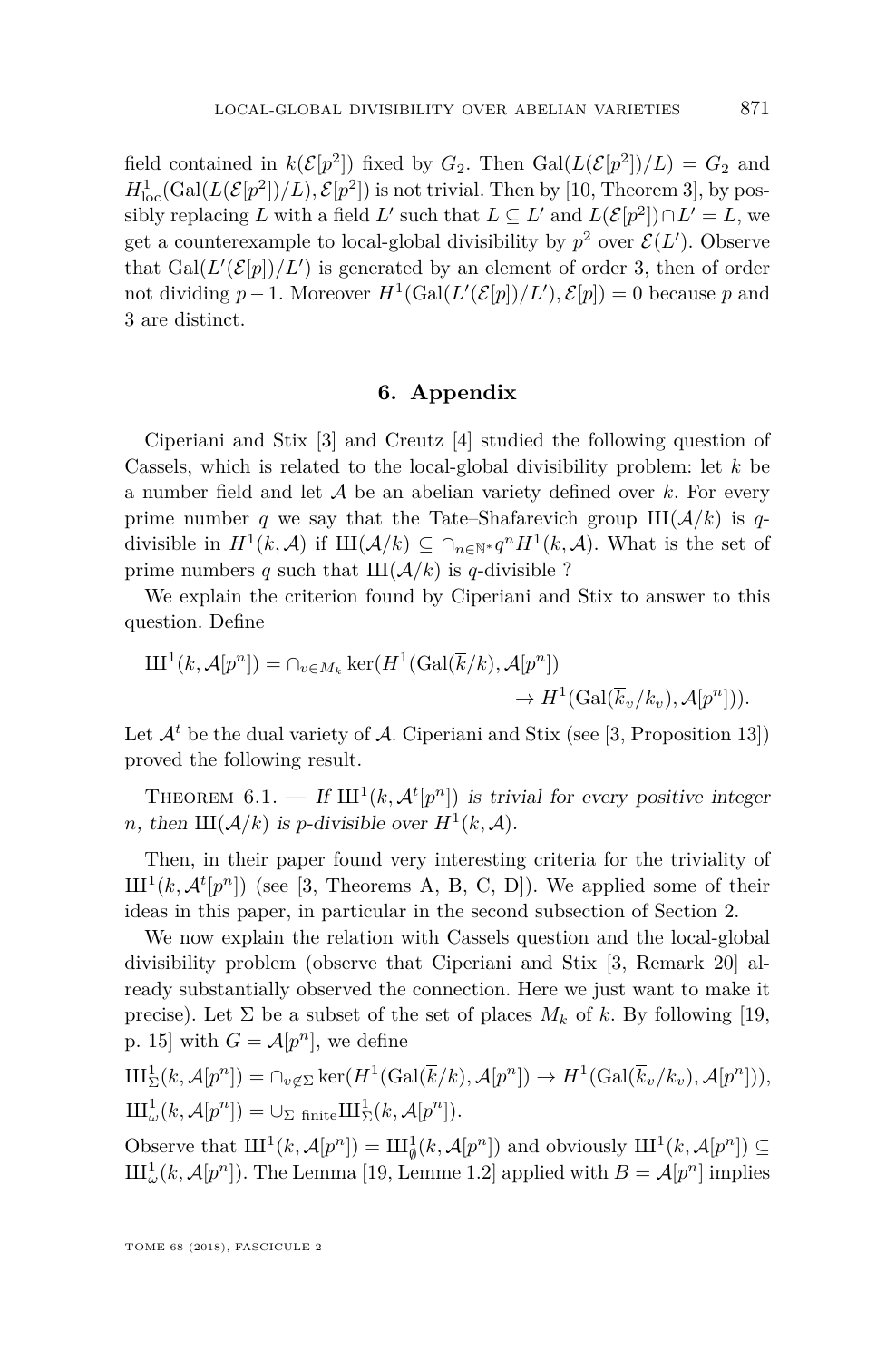field contained in $k(\mathcal{E}[p^2])$ fixed by $G_2$. Then $\mathrm{Gal}(L(\mathcal{E}[p^2])/L) = G_2$ and $H^1_{\mathrm{loc}}(\mathrm{Gal}(L(\mathcal{E}[p^2])/L), \mathcal{E}[p^2])$ is not trivial. Then by [10, Theorem 3], by possibly replacing $L$ with a field $L'$ such that $L \subseteq L'$ and $L(\mathcal{E}[p^2]) \cap L' = L$, we get a counterexample to local-global divisibility by $p^2$ over $\mathcal{E}(L')$. Observe that $\mathrm{Gal}(L'(\mathcal{E}[p])/L')$ is generated by an element of order 3, then of order not dividing $p-1$. Moreover $H^1(\mathrm{Gal}(L'(\mathcal{E}[p])/L'), \mathcal{E}[p]) = 0$ because $p$ and 3 are distinct.

## 6. Appendix

Ciperiani and Stix [3] and Creutz [4] studied the following question of Cassels, which is related to the local-global divisibility problem: let $k$ be a number field and let $\mathcal{A}$ be an abelian variety defined over $k$. For every prime number $q$ we say that the Tate–Shafarevich group $Ш(\mathcal{A}/k)$ is $q$-divisible in $H^1(k, \mathcal{A})$ if $Ш(\mathcal{A}/k) \subseteq \cap_{n \in \mathbb{N}^*} q^n H^1(k, \mathcal{A})$. What is the set of prime numbers $q$ such that $Ш(\mathcal{A}/k)$ is $q$-divisible ?

We explain the criterion found by Ciperiani and Stix to answer to this question. Define

$$Ш^1(k, \mathcal{A}[p^n]) = \cap_{v \in M_k} \ker(H^1(\mathrm{Gal}(\overline{k}/k), \mathcal{A}[p^n]) \to H^1(\mathrm{Gal}(\overline{k}_v/k_v), \mathcal{A}[p^n])).$$

Let $\mathcal{A}^t$ be the dual variety of $\mathcal{A}$. Ciperiani and Stix (see [3, Proposition 13]) proved the following result.

Theorem 6.1. — *If $Ш^1(k, \mathcal{A}^t[p^n])$ is trivial for every positive integer $n$, then $Ш(\mathcal{A}/k)$ is $p$-divisible over $H^1(k, \mathcal{A})$.*

Then, in their paper found very interesting criteria for the triviality of $Ш^1(k, \mathcal{A}^t[p^n])$ (see [3, Theorems A, B, C, D]). We applied some of their ideas in this paper, in particular in the second subsection of Section 2.

We now explain the relation with Cassels question and the local-global divisibility problem (observe that Ciperiani and Stix [3, Remark 20] already substantially observed the connection. Here we just want to make it precise). Let $\Sigma$ be a subset of the set of places $M_k$ of $k$. By following [19, p. 15] with $G = \mathcal{A}[p^n]$, we define

$$Ш^1_\Sigma(k, \mathcal{A}[p^n]) = \cap_{v \notin \Sigma} \ker(H^1(\mathrm{Gal}(\overline{k}/k), \mathcal{A}[p^n]) \to H^1(\mathrm{Gal}(\overline{k}_v/k_v), \mathcal{A}[p^n])),$$

$$Ш^1_\omega(k, \mathcal{A}[p^n]) = \cup_{\Sigma \text{ finite}} Ш^1_\Sigma(k, \mathcal{A}[p^n]).$$

Observe that $Ш^1(k, \mathcal{A}[p^n]) = Ш^1_\emptyset(k, \mathcal{A}[p^n])$ and obviously $Ш^1(k, \mathcal{A}[p^n]) \subseteq Ш^1_\omega(k, \mathcal{A}[p^n])$. The Lemma [19, Lemme 1.2] applied with $B = \mathcal{A}[p^n]$ implies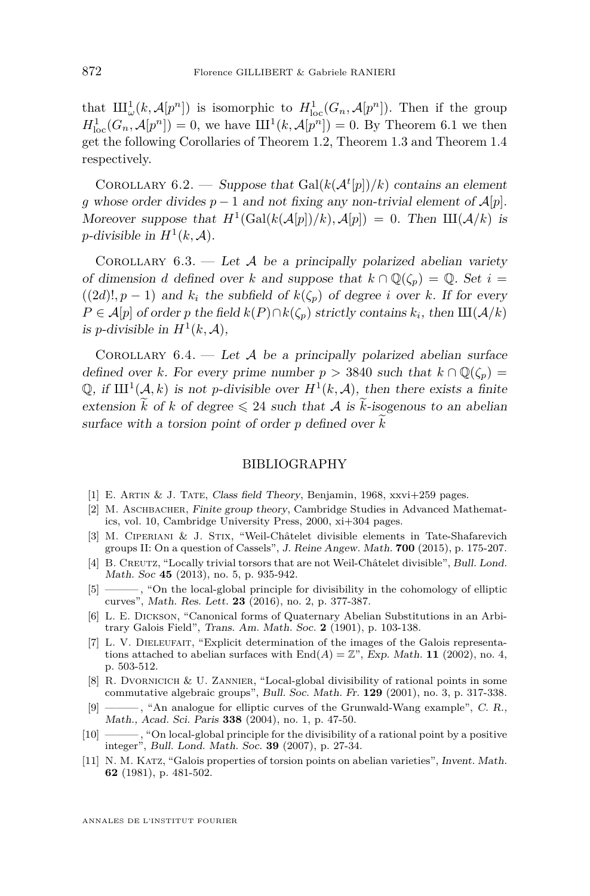that $Ш^1_\omega(k, \mathcal{A}[p^n])$ is isomorphic to $H^1_{\text{loc}}(G_n, \mathcal{A}[p^n])$. Then if the group $H^1_{\text{loc}}(G_n, \mathcal{A}[p^n]) = 0$, we have $Ш^1(k, \mathcal{A}[p^n]) = 0$. By Theorem 6.1 we then get the following Corollaries of Theorem 1.2, Theorem 1.3 and Theorem 1.4 respectively.

Corollary 6.2. — *Suppose that* $\text{Gal}(k(\mathcal{A}^t[p])/k)$ *contains an element* $g$ *whose order divides* $p-1$ *and not fixing any non-trivial element of* $\mathcal{A}[p]$*. Moreover suppose that* $H^1(\text{Gal}(k(\mathcal{A}[p])/k), \mathcal{A}[p]) = 0$*. Then* $Ш(\mathcal{A}/k)$ *is* $p$*-divisible in* $H^1(k, \mathcal{A})$*.*

Corollary 6.3. — *Let* $\mathcal{A}$ *be a principally polarized abelian variety of dimension* $d$ *defined over* $k$ *and suppose that* $k \cap \mathbb{Q}(\zeta_p) = \mathbb{Q}$*. Set* $i = ((2d)!, p-1)$ *and* $k_i$ *the subfield of* $k(\zeta_p)$ *of degree* $i$ *over* $k$*. If for every* $P \in \mathcal{A}[p]$ *of order* $p$ *the field* $k(P) \cap k(\zeta_p)$ *strictly contains* $k_i$*, then* $Ш(\mathcal{A}/k)$ *is* $p$*-divisible in* $H^1(k, \mathcal{A})$*,*

Corollary 6.4. — *Let* $\mathcal{A}$ *be a principally polarized abelian surface defined over* $k$*. For every prime number* $p > 3840$ *such that* $k \cap \mathbb{Q}(\zeta_p) = \mathbb{Q}$*, if* $Ш^1(\mathcal{A}, k)$ *is not* $p$*-divisible over* $H^1(k, \mathcal{A})$*, then there exists a finite extension* $\widetilde{k}$ *of* $k$ *of degree* $\leqslant 24$ *such that* $\mathcal{A}$ *is* $\widetilde{k}$*-isogenous to an abelian surface with a torsion point of order* $p$ *defined over* $\widetilde{k}$

## BIBLIOGRAPHY

[1] E. Artin & J. Tate, *Class field Theory*, Benjamin, 1968, xxvi+259 pages.

[2] M. Aschbacher, *Finite group theory*, Cambridge Studies in Advanced Mathematics, vol. 10, Cambridge University Press, 2000, xi+304 pages.

[3] M. Ciperiani & J. Stix, "Weil-Châtelet divisible elements in Tate-Shafarevich groups II: On a question of Cassels", *J. Reine Angew. Math.* **700** (2015), p. 175-207.

[4] B. Creutz, "Locally trivial torsors that are not Weil-Châtelet divisible", *Bull. Lond. Math. Soc* **45** (2013), no. 5, p. 935-942.

[5] ———, "On the local-global principle for divisibility in the cohomology of elliptic curves", *Math. Res. Lett.* **23** (2016), no. 2, p. 377-387.

[6] L. E. Dickson, "Canonical forms of Quaternary Abelian Substitutions in an Arbitrary Galois Field", *Trans. Am. Math. Soc.* **2** (1901), p. 103-138.

[7] L. V. Dieleufait, "Explicit determination of the images of the Galois representations attached to abelian surfaces with $\text{End}(A) = \mathbb{Z}$", *Exp. Math.* **11** (2002), no. 4, p. 503-512.

[8] R. Dvornicich & U. Zannier, "Local-global divisibility of rational points in some commutative algebraic groups", *Bull. Soc. Math. Fr.* **129** (2001), no. 3, p. 317-338.

[9] ———, "An analogue for elliptic curves of the Grunwald-Wang example", *C. R., Math., Acad. Sci. Paris* **338** (2004), no. 1, p. 47-50.

[10] ———, "On local-global principle for the divisibility of a rational point by a positive integer", *Bull. Lond. Math. Soc.* **39** (2007), p. 27-34.

[11] N. M. Katz, "Galois properties of torsion points on abelian varieties", *Invent. Math.* **62** (1981), p. 481-502.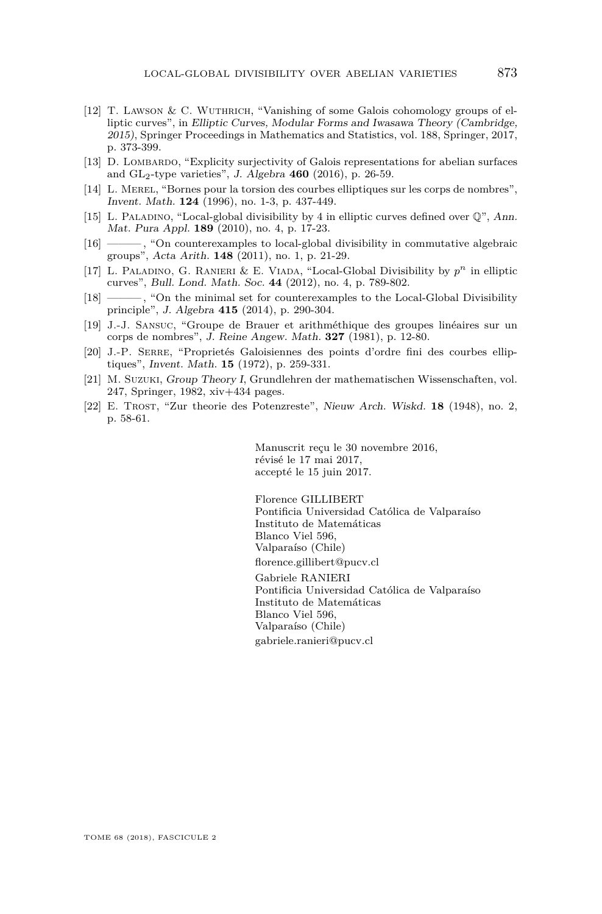[12] T. Lawson & C. Wuthrich, "Vanishing of some Galois cohomology groups of elliptic curves", in *Elliptic Curves, Modular Forms and Iwasawa Theory (Cambridge, 2015)*, Springer Proceedings in Mathematics and Statistics, vol. 188, Springer, 2017, p. 373-399.

[13] D. Lombardo, "Explicity surjectivity of Galois representations for abelian surfaces and $\mathrm{GL}_2$-type varieties", *J. Algebra* **460** (2016), p. 26-59.

[14] L. Merel, "Bornes pour la torsion des courbes elliptiques sur les corps de nombres", *Invent. Math.* **124** (1996), no. 1-3, p. 437-449.

[15] L. Paladino, "Local-global divisibility by 4 in elliptic curves defined over $\mathbb{Q}$", *Ann. Mat. Pura Appl.* **189** (2010), no. 4, p. 17-23.

[16] ———, "On counterexamples to local-global divisibility in commutative algebraic groups", *Acta Arith.* **148** (2011), no. 1, p. 21-29.

[17] L. Paladino, G. Ranieri & E. Viada, "Local-Global Divisibility by $p^n$ in elliptic curves", *Bull. Lond. Math. Soc.* **44** (2012), no. 4, p. 789-802.

[18] ———, "On the minimal set for counterexamples to the Local-Global Divisibility principle", *J. Algebra* **415** (2014), p. 290-304.

[19] J.-J. Sansuc, "Groupe de Brauer et arithméthique des groupes linéaires sur un corps de nombres", *J. Reine Angew. Math.* **327** (1981), p. 12-80.

[20] J.-P. Serre, "Proprietés Galoisiennes des points d'ordre fini des courbes elliptiques", *Invent. Math.* **15** (1972), p. 259-331.

[21] M. Suzuki, *Group Theory I*, Grundlehren der mathematischen Wissenschaften, vol. 247, Springer, 1982, xiv+434 pages.

[22] E. Trost, "Zur theorie des Potenzreste", *Nieuw Arch. Wiskd.* **18** (1948), no. 2, p. 58-61.

Manuscrit reçu le 30 novembre 2016,
révisé le 17 mai 2017,
accepté le 15 juin 2017.

Florence GILLIBERT
Pontificia Universidad Católica de Valparaíso
Instituto de Matemáticas
Blanco Viel 596,
Valparaíso (Chile)
florence.gillibert@pucv.cl

Gabriele RANIERI
Pontificia Universidad Católica de Valparaíso
Instituto de Matemáticas
Blanco Viel 596,
Valparaíso (Chile)
gabriele.ranieri@pucv.cl